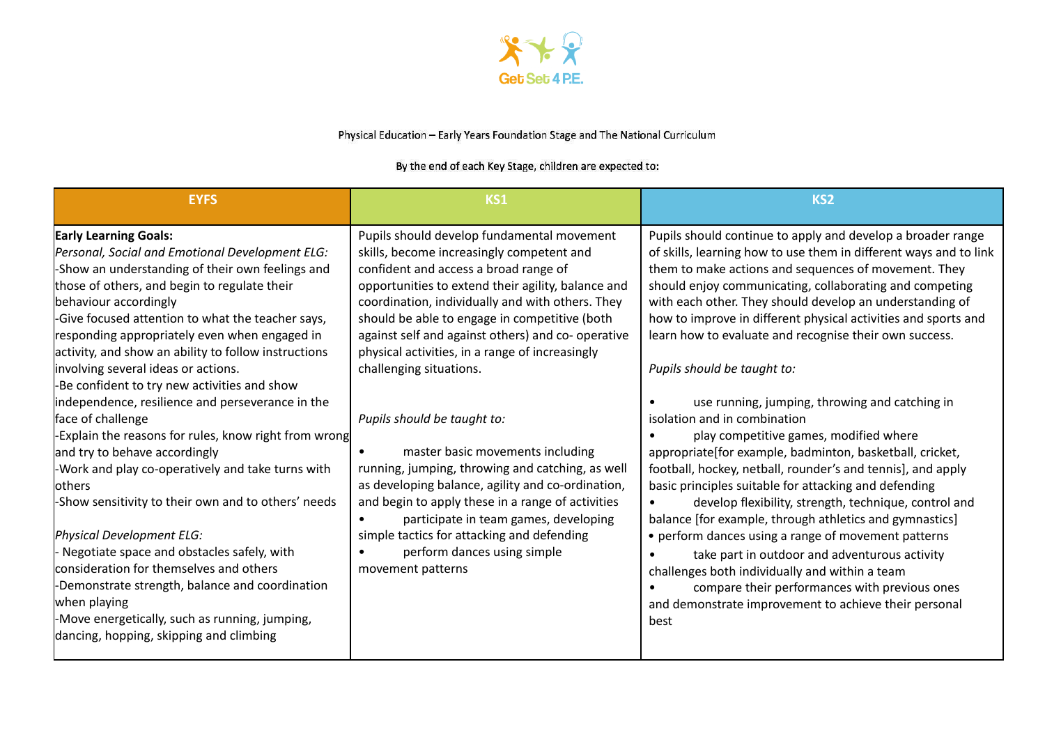Get Set 4 P.E.

Physical Education – Early Years Foundation Stage and The National Curriculum

By the end of each Key Stage, children are expected to:

| EYFS | KS1 | KS2 |
|---|---|---|
| **Early Learning Goals:**<br>*Personal, Social and Emotional Development ELG:*<br>-Show an understanding of their own feelings and those of others, and begin to regulate their behaviour accordingly<br>-Give focused attention to what the teacher says, responding appropriately even when engaged in activity, and show an ability to follow instructions involving several ideas or actions.<br>-Be confident to try new activities and show independence, resilience and perseverance in the face of challenge<br>-Explain the reasons for rules, know right from wrong and try to behave accordingly<br>-Work and play co-operatively and take turns with others<br>-Show sensitivity to their own and to others' needs<br><br>*Physical Development ELG:*<br>- Negotiate space and obstacles safely, with consideration for themselves and others<br>-Demonstrate strength, balance and coordination when playing<br>-Move energetically, such as running, jumping, dancing, hopping, skipping and climbing | Pupils should develop fundamental movement skills, become increasingly competent and confident and access a broad range of opportunities to extend their agility, balance and coordination, individually and with others. They should be able to engage in competitive (both against self and against others) and co- operative physical activities, in a range of increasingly challenging situations.<br><br>*Pupils should be taught to:*<br><br>• master basic movements including running, jumping, throwing and catching, as well as developing balance, agility and co-ordination, and begin to apply these in a range of activities<br>• participate in team games, developing simple tactics for attacking and defending<br>• perform dances using simple movement patterns | Pupils should continue to apply and develop a broader range of skills, learning how to use them in different ways and to link them to make actions and sequences of movement. They should enjoy communicating, collaborating and competing with each other. They should develop an understanding of how to improve in different physical activities and sports and learn how to evaluate and recognise their own success.<br><br>*Pupils should be taught to:*<br><br>• use running, jumping, throwing and catching in isolation and in combination<br>• play competitive games, modified where appropriate[for example, badminton, basketball, cricket, football, hockey, netball, rounder's and tennis], and apply basic principles suitable for attacking and defending<br>• develop flexibility, strength, technique, control and balance [for example, through athletics and gymnastics]<br>• perform dances using a range of movement patterns<br>• take part in outdoor and adventurous activity challenges both individually and within a team<br>• compare their performances with previous ones and demonstrate improvement to achieve their personal best |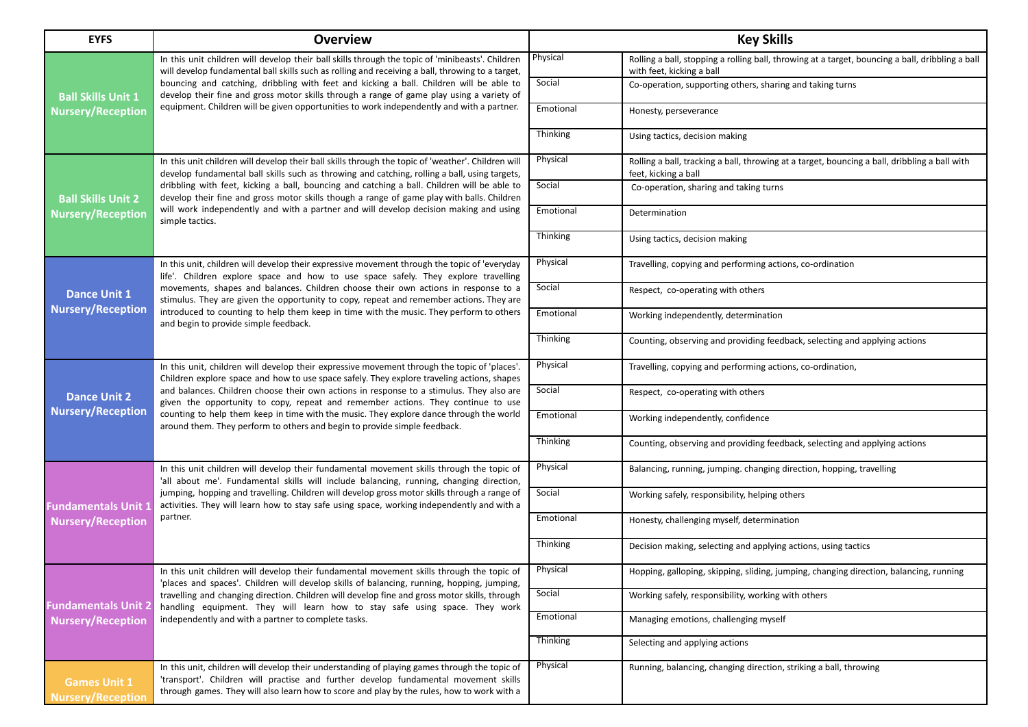| EYFS | Overview | Key Skills | |
|---|---|---|---|
| **Ball Skills Unit 1 Nursery/Reception** | In this unit children will develop their ball skills through the topic of 'minibeasts'. Children will develop fundamental ball skills such as rolling and receiving a ball, throwing to a target, bouncing and catching, dribbling with feet and kicking a ball. Children will be able to develop their fine and gross motor skills through a range of game play using a variety of equipment. Children will be given opportunities to work independently and with a partner. | Physical | Rolling a ball, stopping a rolling ball, throwing at a target, bouncing a ball, dribbling a ball with feet, kicking a ball |
| | | Social | Co-operation, supporting others, sharing and taking turns |
| | | Emotional | Honesty, perseverance |
| | | Thinking | Using tactics, decision making |
| **Ball Skills Unit 2 Nursery/Reception** | In this unit children will develop their ball skills through the topic of 'weather'. Children will develop fundamental ball skills such as throwing and catching, rolling a ball, using targets, dribbling with feet, kicking a ball, bouncing and catching a ball. Children will be able to develop their fine and gross motor skills though a range of game play with balls. Children will work independently and with a partner and will develop decision making and using simple tactics. | Physical | Rolling a ball, tracking a ball, throwing at a target, bouncing a ball, dribbling a ball with feet, kicking a ball |
| | | Social | Co-operation, sharing and taking turns |
| | | Emotional | Determination |
| | | Thinking | Using tactics, decision making |
| **Dance Unit 1 Nursery/Reception** | In this unit, children will develop their expressive movement through the topic of 'everyday life'. Children explore space and how to use space safely. They explore travelling movements, shapes and balances. Children choose their own actions in response to a stimulus. They are given the opportunity to copy, repeat and remember actions. They are introduced to counting to help them keep in time with the music. They perform to others and begin to provide simple feedback. | Physical | Travelling, copying and performing actions, co-ordination |
| | | Social | Respect, co-operating with others |
| | | Emotional | Working independently, determination |
| | | Thinking | Counting, observing and providing feedback, selecting and applying actions |
| **Dance Unit 2 Nursery/Reception** | In this unit, children will develop their expressive movement through the topic of 'places'. Children explore space and how to use space safely. They explore traveling actions, shapes and balances. Children choose their own actions in response to a stimulus. They are also given the opportunity to copy, repeat and remember actions. They continue to use counting to help them keep in time with the music. They explore dance through the world around them. They perform to others and begin to provide simple feedback. | Physical | Travelling, copying and performing actions, co-ordination, |
| | | Social | Respect, co-operating with others |
| | | Emotional | Working independently, confidence |
| | | Thinking | Counting, observing and providing feedback, selecting and applying actions |
| **Fundamentals Unit 1 Nursery/Reception** | In this unit children will develop their fundamental movement skills through the topic of 'all about me'. Fundamental skills will include balancing, running, changing direction, jumping, hopping and travelling. Children will develop gross motor skills through a range of activities. They will learn how to stay safe using space, working independently and with a partner. | Physical | Balancing, running, jumping. changing direction, hopping, travelling |
| | | Social | Working safely, responsibility, helping others |
| | | Emotional | Honesty, challenging myself, determination |
| | | Thinking | Decision making, selecting and applying actions, using tactics |
| **Fundamentals Unit 2 Nursery/Reception** | In this unit children will develop their fundamental movement skills through the topic of 'places and spaces'. Children will develop skills of balancing, running, hopping, jumping, travelling and changing direction. Children will develop fine and gross motor skills, through handling equipment. They will learn how to stay safe using space. They work independently and with a partner to complete tasks. | Physical | Hopping, galloping, skipping, sliding, jumping, changing direction, balancing, running |
| | | Social | Working safely, responsibility, working with others |
| | | Emotional | Managing emotions, challenging myself |
| | | Thinking | Selecting and applying actions |
| **Games Unit 1 Nursery/Reception** | In this unit, children will develop their understanding of playing games through the topic of 'transport'. Children will practise and further develop fundamental movement skills through games. They will also learn how to score and play by the rules, how to work with a | Physical | Running, balancing, changing direction, striking a ball, throwing |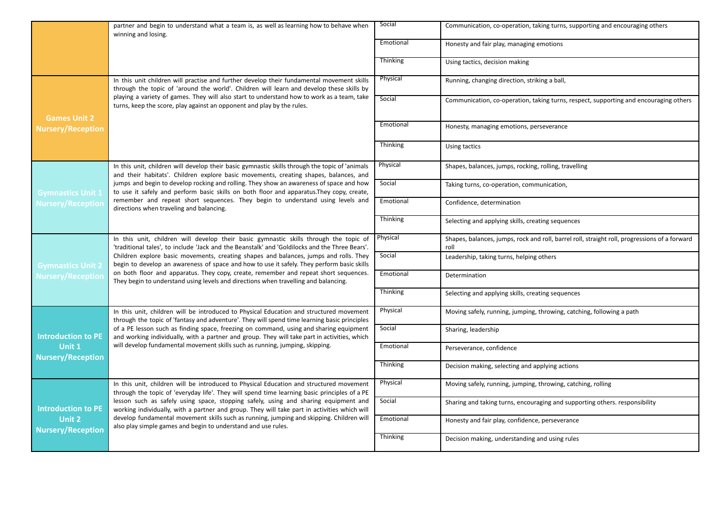| Unit | Description | Area | Skills |
|---|---|---|---|
| | partner and begin to understand what a team is, as well as learning how to behave when winning and losing. | Social | Communication, co-operation, taking turns, supporting and encouraging others |
| | | Emotional | Honesty and fair play, managing emotions |
| | | Thinking | Using tactics, decision making |
| **Games Unit 2 Nursery/Reception** | In this unit children will practise and further develop their fundamental movement skills through the topic of 'around the world'. Children will learn and develop these skills by playing a variety of games. They will also start to understand how to work as a team, take turns, keep the score, play against an opponent and play by the rules. | Physical | Running, changing direction, striking a ball, |
| | | Social | Communication, co-operation, taking turns, respect, supporting and encouraging others |
| | | Emotional | Honesty, managing emotions, perseverance |
| | | Thinking | Using tactics |
| **Gymnastics Unit 1 Nursery/Reception** | In this unit, children will develop their basic gymnastic skills through the topic of 'animals and their habitats'. Children explore basic movements, creating shapes, balances, and jumps and begin to develop rocking and rolling. They show an awareness of space and how to use it safely and perform basic skills on both floor and apparatus.They copy, create, remember and repeat short sequences. They begin to understand using levels and directions when traveling and balancing. | Physical | Shapes, balances, jumps, rocking, rolling, travelling |
| | | Social | Taking turns, co-operation, communication, |
| | | Emotional | Confidence, determination |
| | | Thinking | Selecting and applying skills, creating sequences |
| **Gymnastics Unit 2 Nursery/Reception** | In this unit, children will develop their basic gymnastic skills through the topic of 'traditional tales', to include 'Jack and the Beanstalk' and 'Goldilocks and the Three Bears'. Children explore basic movements, creating shapes and balances, jumps and rolls. They begin to develop an awareness of space and how to use it safely. They perform basic skills on both floor and apparatus. They copy, create, remember and repeat short sequences. They begin to understand using levels and directions when travelling and balancing. | Physical | Shapes, balances, jumps, rock and roll, barrel roll, straight roll, progressions of a forward roll |
| | | Social | Leadership, taking turns, helping others |
| | | Emotional | Determination |
| | | Thinking | Selecting and applying skills, creating sequences |
| **Introduction to PE Unit 1 Nursery/Reception** | In this unit, children will be introduced to Physical Education and structured movement through the topic of 'fantasy and adventure'. They will spend time learning basic principles of a PE lesson such as finding space, freezing on command, using and sharing equipment and working individually, with a partner and group. They will take part in activities, which will develop fundamental movement skills such as running, jumping, skipping. | Physical | Moving safely, running, jumping, throwing, catching, following a path |
| | | Social | Sharing, leadership |
| | | Emotional | Perseverance, confidence |
| | | Thinking | Decision making, selecting and applying actions |
| **Introduction to PE Unit 2 Nursery/Reception** | In this unit, children will be introduced to Physical Education and structured movement through the topic of 'everyday life'. They will spend time learning basic principles of a PE lesson such as safely using space, stopping safely, using and sharing equipment and working individually, with a partner and group. They will take part in activities which will develop fundamental movement skills such as running, jumping and skipping. Children will also play simple games and begin to understand and use rules. | Physical | Moving safely, running, jumping, throwing, catching, rolling |
| | | Social | Sharing and taking turns, encouraging and supporting others. responsibility |
| | | Emotional | Honesty and fair play, confidence, perseverance |
| | | Thinking | Decision making, understanding and using rules |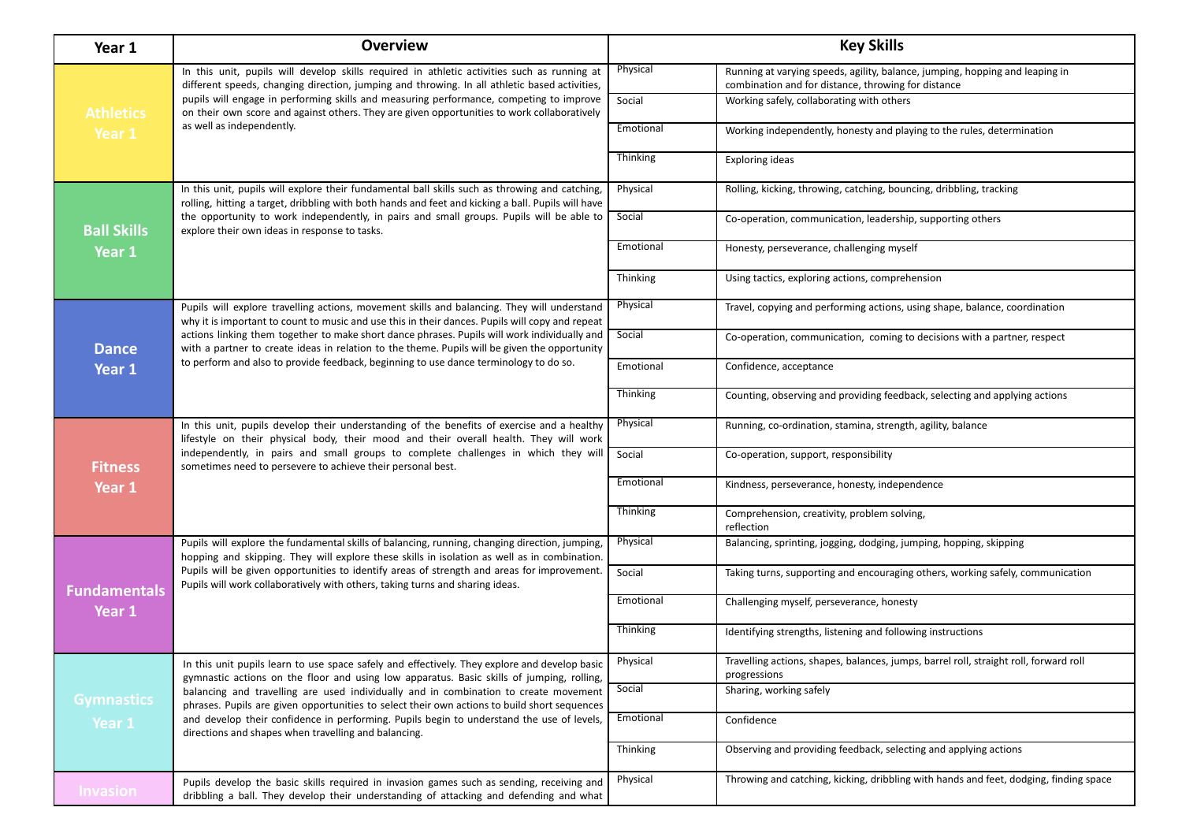| Year 1 | Overview | Key Skills | |
|---|---|---|---|
| Athletics Year 1 | In this unit, pupils will develop skills required in athletic activities such as running at different speeds, changing direction, jumping and throwing. In all athletic based activities, pupils will engage in performing skills and measuring performance, competing to improve on their own score and against others. They are given opportunities to work collaboratively as well as independently. | Physical | Running at varying speeds, agility, balance, jumping, hopping and leaping in combination and for distance, throwing for distance |
| | | Social | Working safely, collaborating with others |
| | | Emotional | Working independently, honesty and playing to the rules, determination |
| | | Thinking | Exploring ideas |
| Ball Skills Year 1 | In this unit, pupils will explore their fundamental ball skills such as throwing and catching, rolling, hitting a target, dribbling with both hands and feet and kicking a ball. Pupils will have the opportunity to work independently, in pairs and small groups. Pupils will be able to explore their own ideas in response to tasks. | Physical | Rolling, kicking, throwing, catching, bouncing, dribbling, tracking |
| | | Social | Co-operation, communication, leadership, supporting others |
| | | Emotional | Honesty, perseverance, challenging myself |
| | | Thinking | Using tactics, exploring actions, comprehension |
| Dance Year 1 | Pupils will explore travelling actions, movement skills and balancing. They will understand why it is important to count to music and use this in their dances. Pupils will copy and repeat actions linking them together to make short dance phrases. Pupils will work individually and with a partner to create ideas in relation to the theme. Pupils will be given the opportunity to perform and also to provide feedback, beginning to use dance terminology to do so. | Physical | Travel, copying and performing actions, using shape, balance, coordination |
| | | Social | Co-operation, communication, coming to decisions with a partner, respect |
| | | Emotional | Confidence, acceptance |
| | | Thinking | Counting, observing and providing feedback, selecting and applying actions |
| Fitness Year 1 | In this unit, pupils develop their understanding of the benefits of exercise and a healthy lifestyle on their physical body, their mood and their overall health. They will work independently, in pairs and small groups to complete challenges in which they will sometimes need to persevere to achieve their personal best. | Physical | Running, co-ordination, stamina, strength, agility, balance |
| | | Social | Co-operation, support, responsibility |
| | | Emotional | Kindness, perseverance, honesty, independence |
| | | Thinking | Comprehension, creativity, problem solving, reflection |
| Fundamentals Year 1 | Pupils will explore the fundamental skills of balancing, running, changing direction, jumping, hopping and skipping. They will explore these skills in isolation as well as in combination. Pupils will be given opportunities to identify areas of strength and areas for improvement. Pupils will work collaboratively with others, taking turns and sharing ideas. | Physical | Balancing, sprinting, jogging, dodging, jumping, hopping, skipping |
| | | Social | Taking turns, supporting and encouraging others, working safely, communication |
| | | Emotional | Challenging myself, perseverance, honesty |
| | | Thinking | Identifying strengths, listening and following instructions |
| Gymnastics Year 1 | In this unit pupils learn to use space safely and effectively. They explore and develop basic gymnastic actions on the floor and using low apparatus. Basic skills of jumping, rolling, balancing and travelling are used individually and in combination to create movement phrases. Pupils are given opportunities to select their own actions to build short sequences and develop their confidence in performing. Pupils begin to understand the use of levels, directions and shapes when travelling and balancing. | Physical | Travelling actions, shapes, balances, jumps, barrel roll, straight roll, forward roll progressions |
| | | Social | Sharing, working safely |
| | | Emotional | Confidence |
| | | Thinking | Observing and providing feedback, selecting and applying actions |
| Invasion | Pupils develop the basic skills required in invasion games such as sending, receiving and dribbling a ball. They develop their understanding of attacking and defending and what | Physical | Throwing and catching, kicking, dribbling with hands and feet, dodging, finding space |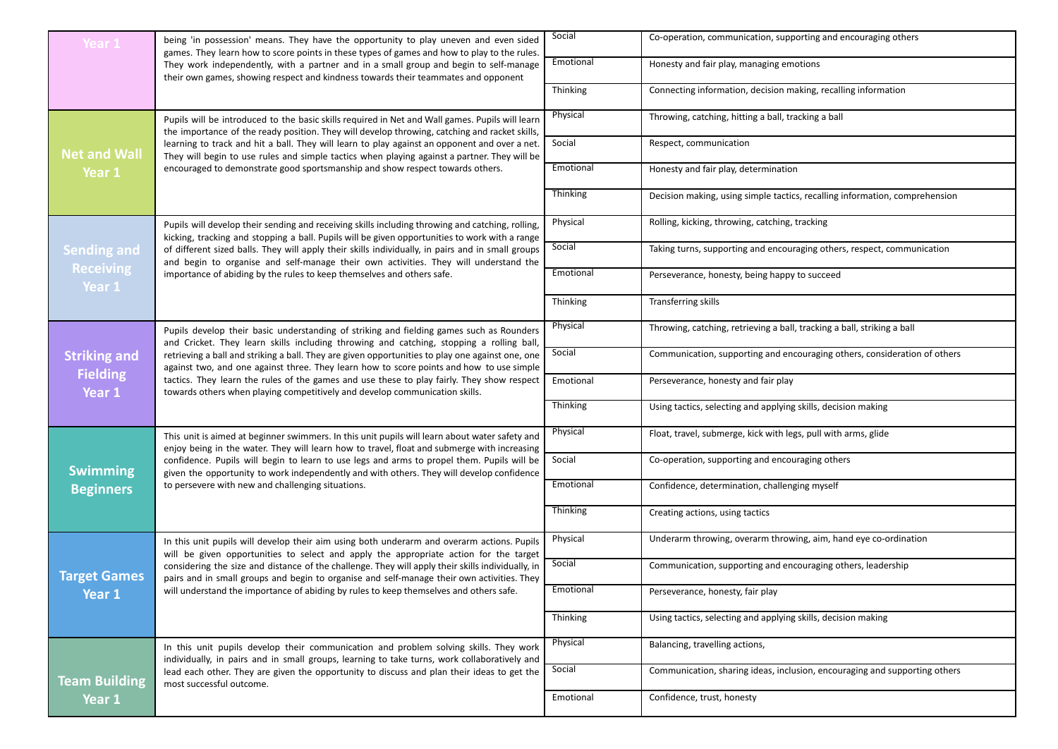| | | | |
|---|---|---|---|
| **Year 1** | being 'in possession' means. They have the opportunity to play uneven and even sided games. They learn how to score points in these types of games and how to play to the rules. They work independently, with a partner and in a small group and begin to self-manage their own games, showing respect and kindness towards their teammates and opponent | Social | Co-operation, communication, supporting and encouraging others |
| | | Emotional | Honesty and fair play, managing emotions |
| | | Thinking | Connecting information, decision making, recalling information |
| **Net and Wall Year 1** | Pupils will be introduced to the basic skills required in Net and Wall games. Pupils will learn the importance of the ready position. They will develop throwing, catching and racket skills, learning to track and hit a ball. They will learn to play against an opponent and over a net. They will begin to use rules and simple tactics when playing against a partner. They will be encouraged to demonstrate good sportsmanship and show respect towards others. | Physical | Throwing, catching, hitting a ball, tracking a ball |
| | | Social | Respect, communication |
| | | Emotional | Honesty and fair play, determination |
| | | Thinking | Decision making, using simple tactics, recalling information, comprehension |
| **Sending and Receiving Year 1** | Pupils will develop their sending and receiving skills including throwing and catching, rolling, kicking, tracking and stopping a ball. Pupils will be given opportunities to work with a range of different sized balls. They will apply their skills individually, in pairs and in small groups and begin to organise and self-manage their own activities. They will understand the importance of abiding by the rules to keep themselves and others safe. | Physical | Rolling, kicking, throwing, catching, tracking |
| | | Social | Taking turns, supporting and encouraging others, respect, communication |
| | | Emotional | Perseverance, honesty, being happy to succeed |
| | | Thinking | Transferring skills |
| **Striking and Fielding Year 1** | Pupils develop their basic understanding of striking and fielding games such as Rounders and Cricket. They learn skills including throwing and catching, stopping a rolling ball, retrieving a ball and striking a ball. They are given opportunities to play one against one, one against two, and one against three. They learn how to score points and how to use simple tactics. They learn the rules of the games and use these to play fairly. They show respect towards others when playing competitively and develop communication skills. | Physical | Throwing, catching, retrieving a ball, tracking a ball, striking a ball |
| | | Social | Communication, supporting and encouraging others, consideration of others |
| | | Emotional | Perseverance, honesty and fair play |
| | | Thinking | Using tactics, selecting and applying skills, decision making |
| **Swimming Beginners** | This unit is aimed at beginner swimmers. In this unit pupils will learn about water safety and enjoy being in the water. They will learn how to travel, float and submerge with increasing confidence. Pupils will begin to learn to use legs and arms to propel them. Pupils will be given the opportunity to work independently and with others. They will develop confidence to persevere with new and challenging situations. | Physical | Float, travel, submerge, kick with legs, pull with arms, glide |
| | | Social | Co-operation, supporting and encouraging others |
| | | Emotional | Confidence, determination, challenging myself |
| | | Thinking | Creating actions, using tactics |
| **Target Games Year 1** | In this unit pupils will develop their aim using both underarm and overarm actions. Pupils will be given opportunities to select and apply the appropriate action for the target considering the size and distance of the challenge. They will apply their skills individually, in pairs and in small groups and begin to organise and self-manage their own activities. They will understand the importance of abiding by rules to keep themselves and others safe. | Physical | Underarm throwing, overarm throwing, aim, hand eye co-ordination |
| | | Social | Communication, supporting and encouraging others, leadership |
| | | Emotional | Perseverance, honesty, fair play |
| | | Thinking | Using tactics, selecting and applying skills, decision making |
| **Team Building Year 1** | In this unit pupils develop their communication and problem solving skills. They work individually, in pairs and in small groups, learning to take turns, work collaboratively and lead each other. They are given the opportunity to discuss and plan their ideas to get the most successful outcome. | Physical | Balancing, travelling actions, |
| | | Social | Communication, sharing ideas, inclusion, encouraging and supporting others |
| | | Emotional | Confidence, trust, honesty |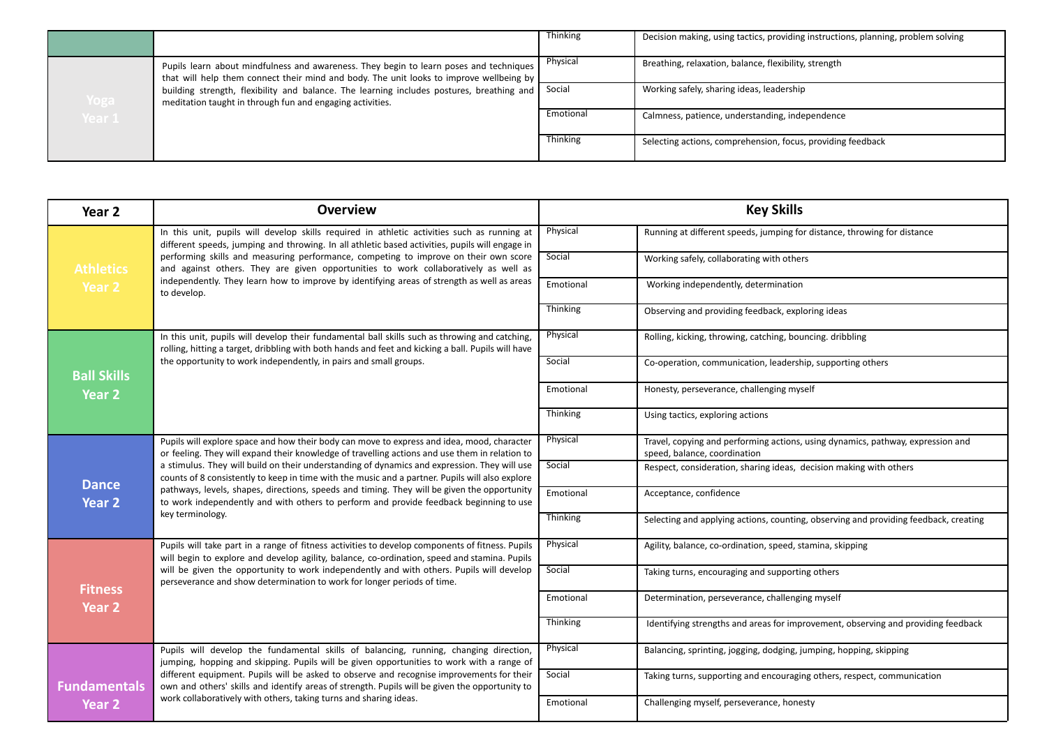| | | | |
|---|---|---|---|
| | | Thinking | Decision making, using tactics, providing instructions, planning, problem solving |
| Yoga Year 1 | Pupils learn about mindfulness and awareness. They begin to learn poses and techniques that will help them connect their mind and body. The unit looks to improve wellbeing by building strength, flexibility and balance. The learning includes postures, breathing and meditation taught in through fun and engaging activities. | Physical | Breathing, relaxation, balance, flexibility, strength |
| | | Social | Working safely, sharing ideas, leadership |
| | | Emotional | Calmness, patience, understanding, independence |
| | | Thinking | Selecting actions, comprehension, focus, providing feedback |

| Year 2 | Overview | Key Skills | |
|---|---|---|---|
| Athletics Year 2 | In this unit, pupils will develop skills required in athletic activities such as running at different speeds, jumping and throwing. In all athletic based activities, pupils will engage in performing skills and measuring performance, competing to improve on their own score and against others. They are given opportunities to work collaboratively as well as independently. They learn how to improve by identifying areas of strength as well as areas to develop. | Physical | Running at different speeds, jumping for distance, throwing for distance |
| | | Social | Working safely, collaborating with others |
| | | Emotional | Working independently, determination |
| | | Thinking | Observing and providing feedback, exploring ideas |
| Ball Skills Year 2 | In this unit, pupils will develop their fundamental ball skills such as throwing and catching, rolling, hitting a target, dribbling with both hands and feet and kicking a ball. Pupils will have the opportunity to work independently, in pairs and small groups. | Physical | Rolling, kicking, throwing, catching, bouncing. dribbling |
| | | Social | Co-operation, communication, leadership, supporting others |
| | | Emotional | Honesty, perseverance, challenging myself |
| | | Thinking | Using tactics, exploring actions |
| Dance Year 2 | Pupils will explore space and how their body can move to express and idea, mood, character or feeling. They will expand their knowledge of travelling actions and use them in relation to a stimulus. They will build on their understanding of dynamics and expression. They will use counts of 8 consistently to keep in time with the music and a partner. Pupils will also explore pathways, levels, shapes, directions, speeds and timing. They will be given the opportunity to work independently and with others to perform and provide feedback beginning to use key terminology. | Physical | Travel, copying and performing actions, using dynamics, pathway, expression and speed, balance, coordination |
| | | Social | Respect, consideration, sharing ideas, decision making with others |
| | | Emotional | Acceptance, confidence |
| | | Thinking | Selecting and applying actions, counting, observing and providing feedback, creating |
| Fitness Year 2 | Pupils will take part in a range of fitness activities to develop components of fitness. Pupils will begin to explore and develop agility, balance, co-ordination, speed and stamina. Pupils will be given the opportunity to work independently and with others. Pupils will develop perseverance and show determination to work for longer periods of time. | Physical | Agility, balance, co-ordination, speed, stamina, skipping |
| | | Social | Taking turns, encouraging and supporting others |
| | | Emotional | Determination, perseverance, challenging myself |
| | | Thinking | Identifying strengths and areas for improvement, observing and providing feedback |
| Fundamentals Year 2 | Pupils will develop the fundamental skills of balancing, running, changing direction, jumping, hopping and skipping. Pupils will be given opportunities to work with a range of different equipment. Pupils will be asked to observe and recognise improvements for their own and others' skills and identify areas of strength. Pupils will be given the opportunity to work collaboratively with others, taking turns and sharing ideas. | Physical | Balancing, sprinting, jogging, dodging, jumping, hopping, skipping |
| | | Social | Taking turns, supporting and encouraging others, respect, communication |
| | | Emotional | Challenging myself, perseverance, honesty |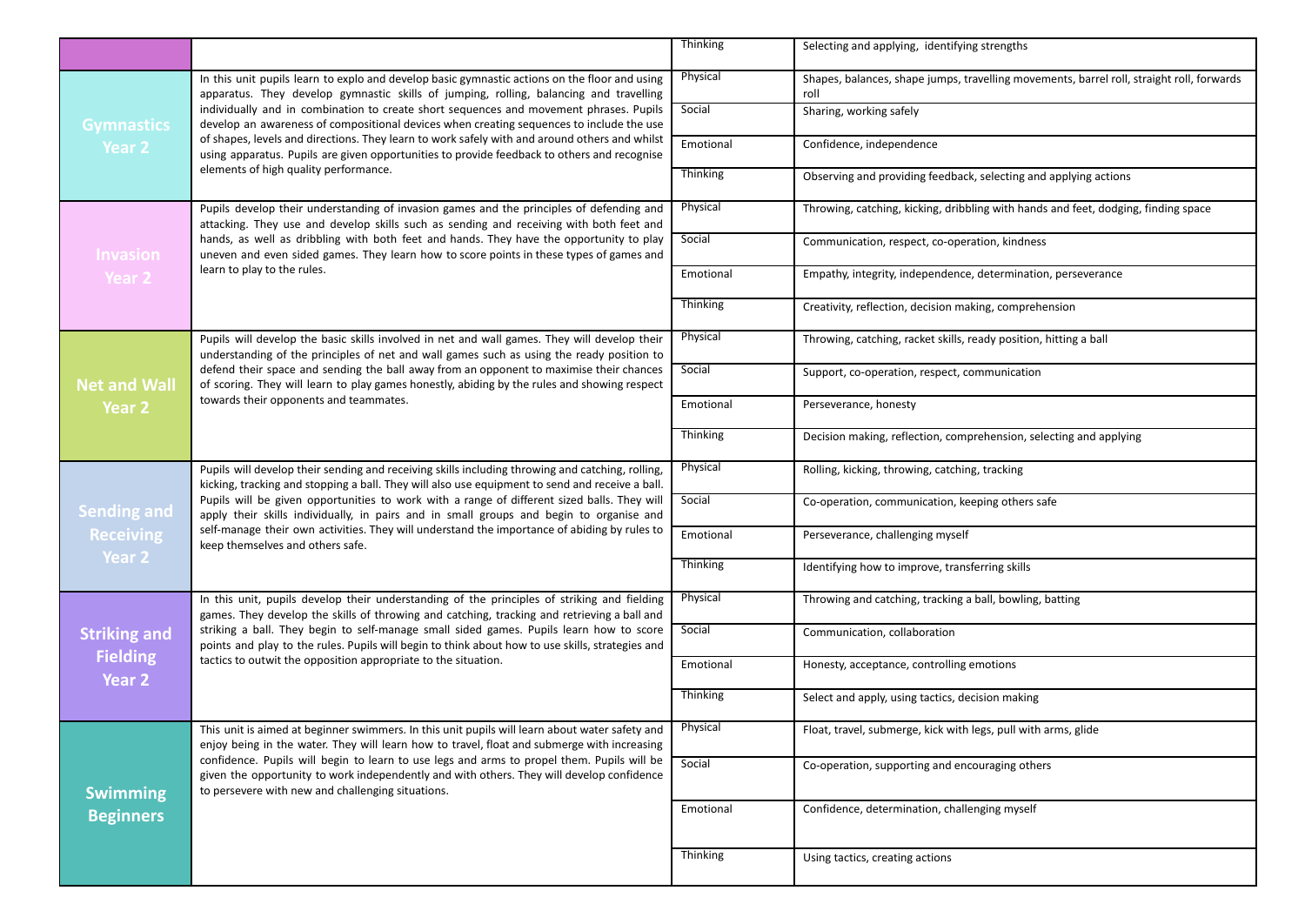| | | | |
|---|---|---|---|
| | | Thinking | Selecting and applying, identifying strengths |
| **Gymnastics Year 2** | In this unit pupils learn to explo and develop basic gymnastic actions on the floor and using apparatus. They develop gymnastic skills of jumping, rolling, balancing and travelling individually and in combination to create short sequences and movement phrases. Pupils develop an awareness of compositional devices when creating sequences to include the use of shapes, levels and directions. They learn to work safely with and around others and whilst using apparatus. Pupils are given opportunities to provide feedback to others and recognise elements of high quality performance. | Physical | Shapes, balances, shape jumps, travelling movements, barrel roll, straight roll, forwards roll |
| | | Social | Sharing, working safely |
| | | Emotional | Confidence, independence |
| | | Thinking | Observing and providing feedback, selecting and applying actions |
| **Invasion Year 2** | Pupils develop their understanding of invasion games and the principles of defending and attacking. They use and develop skills such as sending and receiving with both feet and hands, as well as dribbling with both feet and hands. They have the opportunity to play uneven and even sided games. They learn how to score points in these types of games and learn to play to the rules. | Physical | Throwing, catching, kicking, dribbling with hands and feet, dodging, finding space |
| | | Social | Communication, respect, co-operation, kindness |
| | | Emotional | Empathy, integrity, independence, determination, perseverance |
| | | Thinking | Creativity, reflection, decision making, comprehension |
| **Net and Wall Year 2** | Pupils will develop the basic skills involved in net and wall games. They will develop their understanding of the principles of net and wall games such as using the ready position to defend their space and sending the ball away from an opponent to maximise their chances of scoring. They will learn to play games honestly, abiding by the rules and showing respect towards their opponents and teammates. | Physical | Throwing, catching, racket skills, ready position, hitting a ball |
| | | Social | Support, co-operation, respect, communication |
| | | Emotional | Perseverance, honesty |
| | | Thinking | Decision making, reflection, comprehension, selecting and applying |
| **Sending and Receiving Year 2** | Pupils will develop their sending and receiving skills including throwing and catching, rolling, kicking, tracking and stopping a ball. They will also use equipment to send and receive a ball. Pupils will be given opportunities to work with a range of different sized balls. They will apply their skills individually, in pairs and in small groups and begin to organise and self-manage their own activities. They will understand the importance of abiding by rules to keep themselves and others safe. | Physical | Rolling, kicking, throwing, catching, tracking |
| | | Social | Co-operation, communication, keeping others safe |
| | | Emotional | Perseverance, challenging myself |
| | | Thinking | Identifying how to improve, transferring skills |
| **Striking and Fielding Year 2** | In this unit, pupils develop their understanding of the principles of striking and fielding games. They develop the skills of throwing and catching, tracking and retrieving a ball and striking a ball. They begin to self-manage small sided games. Pupils learn how to score points and play to the rules. Pupils will begin to think about how to use skills, strategies and tactics to outwit the opposition appropriate to the situation. | Physical | Throwing and catching, tracking a ball, bowling, batting |
| | | Social | Communication, collaboration |
| | | Emotional | Honesty, acceptance, controlling emotions |
| | | Thinking | Select and apply, using tactics, decision making |
| **Swimming Beginners** | This unit is aimed at beginner swimmers. In this unit pupils will learn about water safety and enjoy being in the water. They will learn how to travel, float and submerge with increasing confidence. Pupils will begin to learn to use legs and arms to propel them. Pupils will be given the opportunity to work independently and with others. They will develop confidence to persevere with new and challenging situations. | Physical | Float, travel, submerge, kick with legs, pull with arms, glide |
| | | Social | Co-operation, supporting and encouraging others |
| | | Emotional | Confidence, determination, challenging myself |
| | | Thinking | Using tactics, creating actions |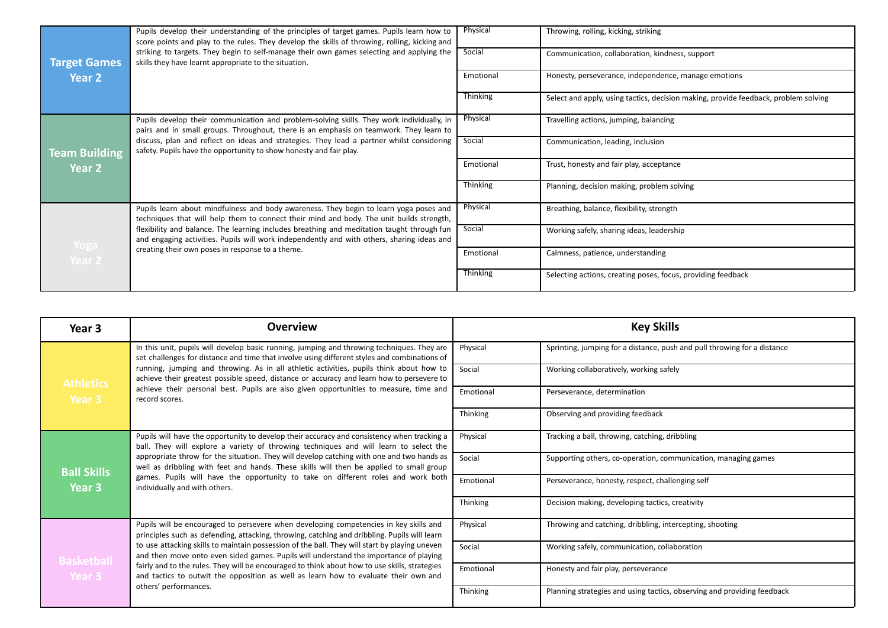| | | | |
|---|---|---|---|
| **Target Games Year 2** | Pupils develop their understanding of the principles of target games. Pupils learn how to score points and play to the rules. They develop the skills of throwing, rolling, kicking and striking to targets. They begin to self-manage their own games selecting and applying the skills they have learnt appropriate to the situation. | Physical | Throwing, rolling, kicking, striking |
| | | Social | Communication, collaboration, kindness, support |
| | | Emotional | Honesty, perseverance, independence, manage emotions |
| | | Thinking | Select and apply, using tactics, decision making, provide feedback, problem solving |
| **Team Building Year 2** | Pupils develop their communication and problem-solving skills. They work individually, in pairs and in small groups. Throughout, there is an emphasis on teamwork. They learn to discuss, plan and reflect on ideas and strategies. They lead a partner whilst considering safety. Pupils have the opportunity to show honesty and fair play. | Physical | Travelling actions, jumping, balancing |
| | | Social | Communication, leading, inclusion |
| | | Emotional | Trust, honesty and fair play, acceptance |
| | | Thinking | Planning, decision making, problem solving |
| **Yoga Year 2** | Pupils learn about mindfulness and body awareness. They begin to learn yoga poses and techniques that will help them to connect their mind and body. The unit builds strength, flexibility and balance. The learning includes breathing and meditation taught through fun and engaging activities. Pupils will work independently and with others, sharing ideas and creating their own poses in response to a theme. | Physical | Breathing, balance, flexibility, strength |
| | | Social | Working safely, sharing ideas, leadership |
| | | Emotional | Calmness, patience, understanding |
| | | Thinking | Selecting actions, creating poses, focus, providing feedback |

| Year 3 | Overview | Key Skills | |
|---|---|---|---|
| **Athletics Year 3** | In this unit, pupils will develop basic running, jumping and throwing techniques. They are set challenges for distance and time that involve using different styles and combinations of running, jumping and throwing. As in all athletic activities, pupils think about how to achieve their greatest possible speed, distance or accuracy and learn how to persevere to achieve their personal best. Pupils are also given opportunities to measure, time and record scores. | Physical | Sprinting, jumping for a distance, push and pull throwing for a distance |
| | | Social | Working collaboratively, working safely |
| | | Emotional | Perseverance, determination |
| | | Thinking | Observing and providing feedback |
| **Ball Skills Year 3** | Pupils will have the opportunity to develop their accuracy and consistency when tracking a ball. They will explore a variety of throwing techniques and will learn to select the appropriate throw for the situation. They will develop catching with one and two hands as well as dribbling with feet and hands. These skills will then be applied to small group games. Pupils will have the opportunity to take on different roles and work both individually and with others. | Physical | Tracking a ball, throwing, catching, dribbling |
| | | Social | Supporting others, co-operation, communication, managing games |
| | | Emotional | Perseverance, honesty, respect, challenging self |
| | | Thinking | Decision making, developing tactics, creativity |
| **Basketball Year 3** | Pupils will be encouraged to persevere when developing competencies in key skills and principles such as defending, attacking, throwing, catching and dribbling. Pupils will learn to use attacking skills to maintain possession of the ball. They will start by playing uneven and then move onto even sided games. Pupils will understand the importance of playing fairly and to the rules. They will be encouraged to think about how to use skills, strategies and tactics to outwit the opposition as well as learn how to evaluate their own and others' performances. | Physical | Throwing and catching, dribbling, intercepting, shooting |
| | | Social | Working safely, communication, collaboration |
| | | Emotional | Honesty and fair play, perseverance |
| | | Thinking | Planning strategies and using tactics, observing and providing feedback |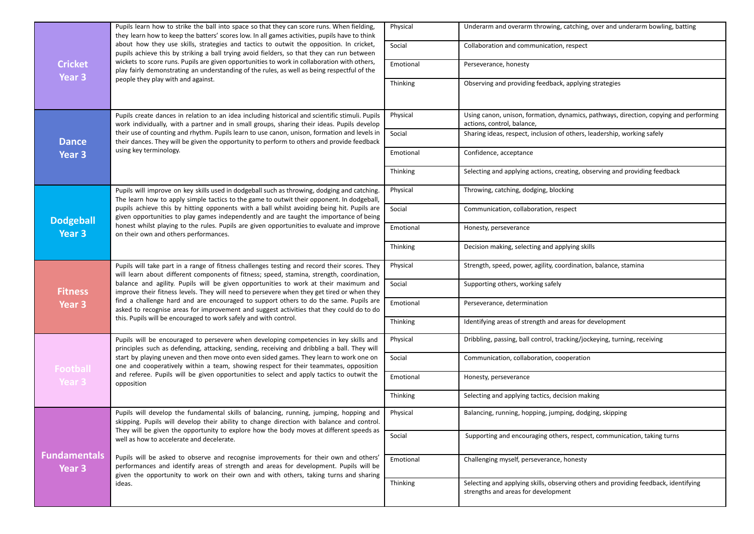| Unit | Description | Area | Skills |
|---|---|---|---|
| **Cricket Year 3** | Pupils learn how to strike the ball into space so that they can score runs. When fielding, they learn how to keep the batters' scores low. In all games activities, pupils have to think about how they use skills, strategies and tactics to outwit the opposition. In cricket, pupils achieve this by striking a ball trying avoid fielders, so that they can run between wickets to score runs. Pupils are given opportunities to work in collaboration with others, play fairly demonstrating an understanding of the rules, as well as being respectful of the people they play with and against. | Physical | Underarm and overarm throwing, catching, over and underarm bowling, batting |
| | | Social | Collaboration and communication, respect |
| | | Emotional | Perseverance, honesty |
| | | Thinking | Observing and providing feedback, applying strategies |
| **Dance Year 3** | Pupils create dances in relation to an idea including historical and scientific stimuli. Pupils work individually, with a partner and in small groups, sharing their ideas. Pupils develop their use of counting and rhythm. Pupils learn to use canon, unison, formation and levels in their dances. They will be given the opportunity to perform to others and provide feedback using key terminology. | Physical | Using canon, unison, formation, dynamics, pathways, direction, copying and performing actions, control, balance, |
| | | Social | Sharing ideas, respect, inclusion of others, leadership, working safely |
| | | Emotional | Confidence, acceptance |
| | | Thinking | Selecting and applying actions, creating, observing and providing feedback |
| **Dodgeball Year 3** | Pupils will improve on key skills used in dodgeball such as throwing, dodging and catching. The learn how to apply simple tactics to the game to outwit their opponent. In dodgeball, pupils achieve this by hitting opponents with a ball whilst avoiding being hit. Pupils are given opportunities to play games independently and are taught the importance of being honest whilst playing to the rules. Pupils are given opportunities to evaluate and improve on their own and others performances. | Physical | Throwing, catching, dodging, blocking |
| | | Social | Communication, collaboration, respect |
| | | Emotional | Honesty, perseverance |
| | | Thinking | Decision making, selecting and applying skills |
| **Fitness Year 3** | Pupils will take part in a range of fitness challenges testing and record their scores. They will learn about different components of fitness; speed, stamina, strength, coordination, balance and agility. Pupils will be given opportunities to work at their maximum and improve their fitness levels. They will need to persevere when they get tired or when they find a challenge hard and are encouraged to support others to do the same. Pupils are asked to recognise areas for improvement and suggest activities that they could do to do this. Pupils will be encouraged to work safely and with control. | Physical | Strength, speed, power, agility, coordination, balance, stamina |
| | | Social | Supporting others, working safely |
| | | Emotional | Perseverance, determination |
| | | Thinking | Identifying areas of strength and areas for development |
| **Football Year 3** | Pupils will be encouraged to persevere when developing competencies in key skills and principles such as defending, attacking, sending, receiving and dribbling a ball. They will start by playing uneven and then move onto even sided games. They learn to work one on one and cooperatively within a team, showing respect for their teammates, opposition and referee. Pupils will be given opportunities to select and apply tactics to outwit the opposition | Physical | Dribbling, passing, ball control, tracking/jockeying, turning, receiving |
| | | Social | Communication, collaboration, cooperation |
| | | Emotional | Honesty, perseverance |
| | | Thinking | Selecting and applying tactics, decision making |
| **Fundamentals Year 3** | Pupils will develop the fundamental skills of balancing, running, jumping, hopping and skipping. Pupils will develop their ability to change direction with balance and control. They will be given the opportunity to explore how the body moves at different speeds as well as how to accelerate and decelerate.<br><br>Pupils will be asked to observe and recognise improvements for their own and others' performances and identify areas of strength and areas for development. Pupils will be given the opportunity to work on their own and with others, taking turns and sharing ideas. | Physical | Balancing, running, hopping, jumping, dodging, skipping |
| | | Social | Supporting and encouraging others, respect, communication, taking turns |
| | | Emotional | Challenging myself, perseverance, honesty |
| | | Thinking | Selecting and applying skills, observing others and providing feedback, identifying strengths and areas for development |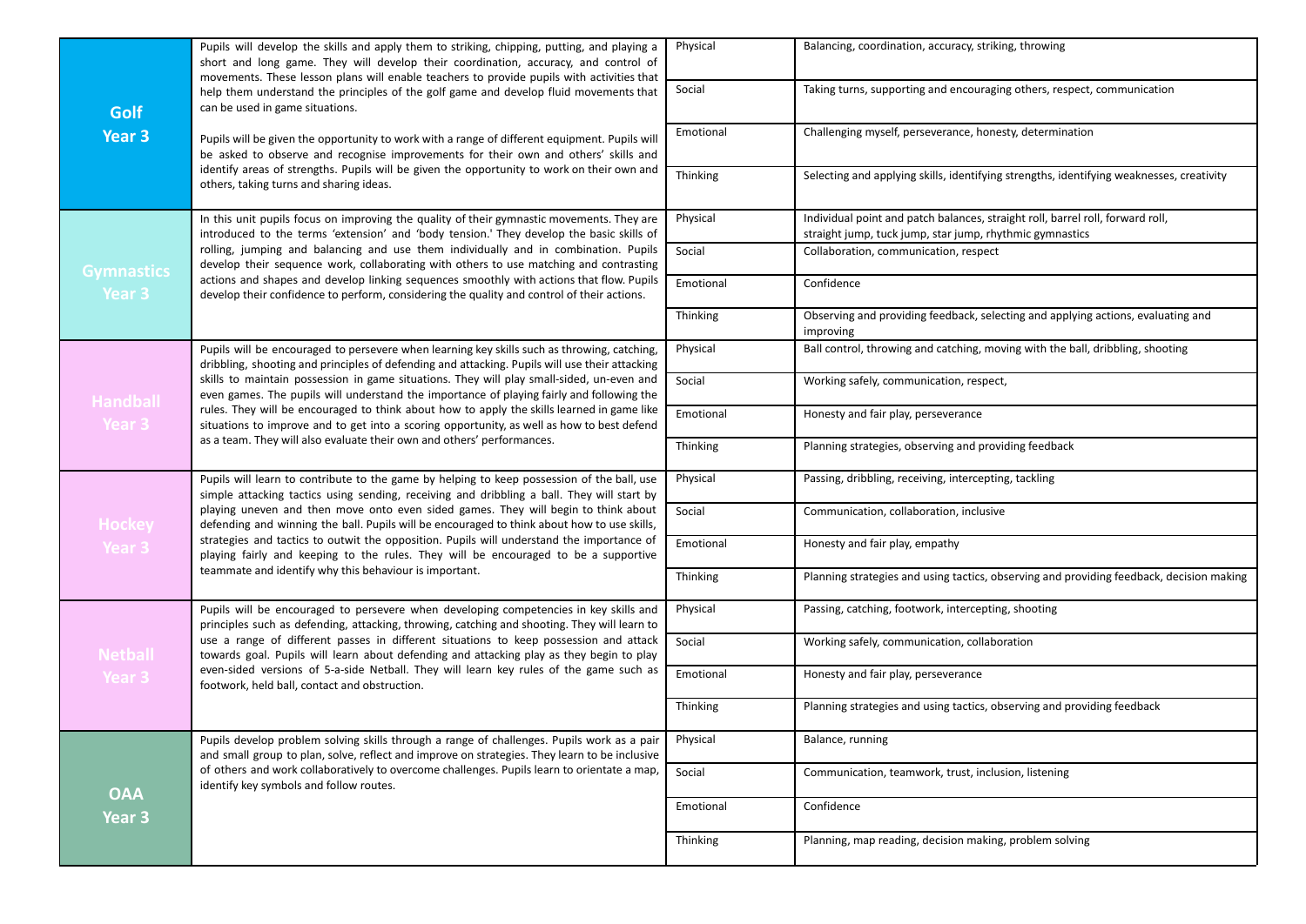| Unit | Description | Area | Skills |
|---|---|---|---|
| **Golf Year 3** | Pupils will develop the skills and apply them to striking, chipping, putting, and playing a short and long game. They will develop their coordination, accuracy, and control of movements. These lesson plans will enable teachers to provide pupils with activities that help them understand the principles of the golf game and develop fluid movements that can be used in game situations. Pupils will be given the opportunity to work with a range of different equipment. Pupils will be asked to observe and recognise improvements for their own and others' skills and identify areas of strengths. Pupils will be given the opportunity to work on their own and others, taking turns and sharing ideas. | Physical | Balancing, coordination, accuracy, striking, throwing |
| | | Social | Taking turns, supporting and encouraging others, respect, communication |
| | | Emotional | Challenging myself, perseverance, honesty, determination |
| | | Thinking | Selecting and applying skills, identifying strengths, identifying weaknesses, creativity |
| **Gymnastics Year 3** | In this unit pupils focus on improving the quality of their gymnastic movements. They are introduced to the terms 'extension' and 'body tension.' They develop the basic skills of rolling, jumping and balancing and use them individually and in combination. Pupils develop their sequence work, collaborating with others to use matching and contrasting actions and shapes and develop linking sequences smoothly with actions that flow. Pupils develop their confidence to perform, considering the quality and control of their actions. | Physical | Individual point and patch balances, straight roll, barrel roll, forward roll, straight jump, tuck jump, star jump, rhythmic gymnastics |
| | | Social | Collaboration, communication, respect |
| | | Emotional | Confidence |
| | | Thinking | Observing and providing feedback, selecting and applying actions, evaluating and improving |
| **Handball Year 3** | Pupils will be encouraged to persevere when learning key skills such as throwing, catching, dribbling, shooting and principles of defending and attacking. Pupils will use their attacking skills to maintain possession in game situations. They will play small-sided, un-even and even games. The pupils will understand the importance of playing fairly and following the rules. They will be encouraged to think about how to apply the skills learned in game like situations to improve and to get into a scoring opportunity, as well as how to best defend as a team. They will also evaluate their own and others' performances. | Physical | Ball control, throwing and catching, moving with the ball, dribbling, shooting |
| | | Social | Working safely, communication, respect, |
| | | Emotional | Honesty and fair play, perseverance |
| | | Thinking | Planning strategies, observing and providing feedback |
| **Hockey Year 3** | Pupils will learn to contribute to the game by helping to keep possession of the ball, use simple attacking tactics using sending, receiving and dribbling a ball. They will start by playing uneven and then move onto even sided games. They will begin to think about defending and winning the ball. Pupils will be encouraged to think about how to use skills, strategies and tactics to outwit the opposition. Pupils will understand the importance of playing fairly and keeping to the rules. They will be encouraged to be a supportive teammate and identify why this behaviour is important. | Physical | Passing, dribbling, receiving, intercepting, tackling |
| | | Social | Communication, collaboration, inclusive |
| | | Emotional | Honesty and fair play, empathy |
| | | Thinking | Planning strategies and using tactics, observing and providing feedback, decision making |
| **Netball Year 3** | Pupils will be encouraged to persevere when developing competencies in key skills and principles such as defending, attacking, throwing, catching and shooting. They will learn to use a range of different passes in different situations to keep possession and attack towards goal. Pupils will learn about defending and attacking play as they begin to play even-sided versions of 5-a-side Netball. They will learn key rules of the game such as footwork, held ball, contact and obstruction. | Physical | Passing, catching, footwork, intercepting, shooting |
| | | Social | Working safely, communication, collaboration |
| | | Emotional | Honesty and fair play, perseverance |
| | | Thinking | Planning strategies and using tactics, observing and providing feedback |
| **OAA Year 3** | Pupils develop problem solving skills through a range of challenges. Pupils work as a pair and small group to plan, solve, reflect and improve on strategies. They learn to be inclusive of others and work collaboratively to overcome challenges. Pupils learn to orientate a map, identify key symbols and follow routes. | Physical | Balance, running |
| | | Social | Communication, teamwork, trust, inclusion, listening |
| | | Emotional | Confidence |
| | | Thinking | Planning, map reading, decision making, problem solving |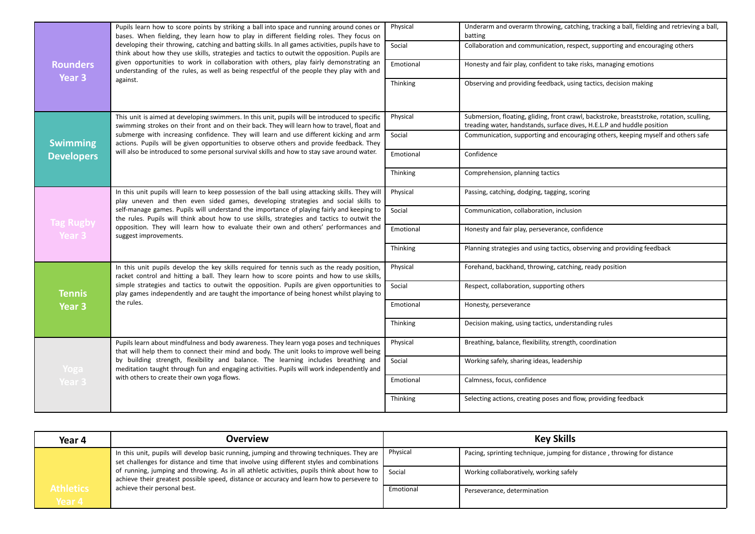| | | | |
|---|---|---|---|
| **Rounders Year 3** | Pupils learn how to score points by striking a ball into space and running around cones or bases. When fielding, they learn how to play in different fielding roles. They focus on developing their throwing, catching and batting skills. In all games activities, pupils have to think about how they use skills, strategies and tactics to outwit the opposition. Pupils are given opportunities to work in collaboration with others, play fairly demonstrating an understanding of the rules, as well as being respectful of the people they play with and against. | Physical | Underarm and overarm throwing, catching, tracking a ball, fielding and retrieving a ball, batting |
| | | Social | Collaboration and communication, respect, supporting and encouraging others |
| | | Emotional | Honesty and fair play, confident to take risks, managing emotions |
| | | Thinking | Observing and providing feedback, using tactics, decision making |
| **Swimming Developers** | This unit is aimed at developing swimmers. In this unit, pupils will be introduced to specific swimming strokes on their front and on their back. They will learn how to travel, float and submerge with increasing confidence. They will learn and use different kicking and arm actions. Pupils will be given opportunities to observe others and provide feedback. They will also be introduced to some personal survival skills and how to stay save around water. | Physical | Submersion, floating, gliding, front crawl, backstroke, breaststroke, rotation, sculling, treading water, handstands, surface dives, H.E.L.P and huddle position |
| | | Social | Communication, supporting and encouraging others, keeping myself and others safe |
| | | Emotional | Confidence |
| | | Thinking | Comprehension, planning tactics |
| **Tag Rugby Year 3** | In this unit pupils will learn to keep possession of the ball using attacking skills. They will play uneven and then even sided games, developing strategies and social skills to self-manage games. Pupils will understand the importance of playing fairly and keeping to the rules. Pupils will think about how to use skills, strategies and tactics to outwit the opposition. They will learn how to evaluate their own and others' performances and suggest improvements. | Physical | Passing, catching, dodging, tagging, scoring |
| | | Social | Communication, collaboration, inclusion |
| | | Emotional | Honesty and fair play, perseverance, confidence |
| | | Thinking | Planning strategies and using tactics, observing and providing feedback |
| **Tennis Year 3** | In this unit pupils develop the key skills required for tennis such as the ready position, racket control and hitting a ball. They learn how to score points and how to use skills, simple strategies and tactics to outwit the opposition. Pupils are given opportunities to play games independently and are taught the importance of being honest whilst playing to the rules. | Physical | Forehand, backhand, throwing, catching, ready position |
| | | Social | Respect, collaboration, supporting others |
| | | Emotional | Honesty, perseverance |
| | | Thinking | Decision making, using tactics, understanding rules |
| **Yoga Year 3** | Pupils learn about mindfulness and body awareness. They learn yoga poses and techniques that will help them to connect their mind and body. The unit looks to improve well being by building strength, flexibility and balance. The learning includes breathing and meditation taught through fun and engaging activities. Pupils will work independently and with others to create their own yoga flows. | Physical | Breathing, balance, flexibility, strength, coordination |
| | | Social | Working safely, sharing ideas, leadership |
| | | Emotional | Calmness, focus, confidence |
| | | Thinking | Selecting actions, creating poses and flow, providing feedback |

| Year 4 | Overview | Key Skills | |
|---|---|---|---|
| **Athletics Year 4** | In this unit, pupils will develop basic running, jumping and throwing techniques. They are set challenges for distance and time that involve using different styles and combinations of running, jumping and throwing. As in all athletic activities, pupils think about how to achieve their greatest possible speed, distance or accuracy and learn how to persevere to achieve their personal best. | Physical | Pacing, sprinting technique, jumping for distance , throwing for distance |
| | | Social | Working collaboratively, working safely |
| | | Emotional | Perseverance, determination |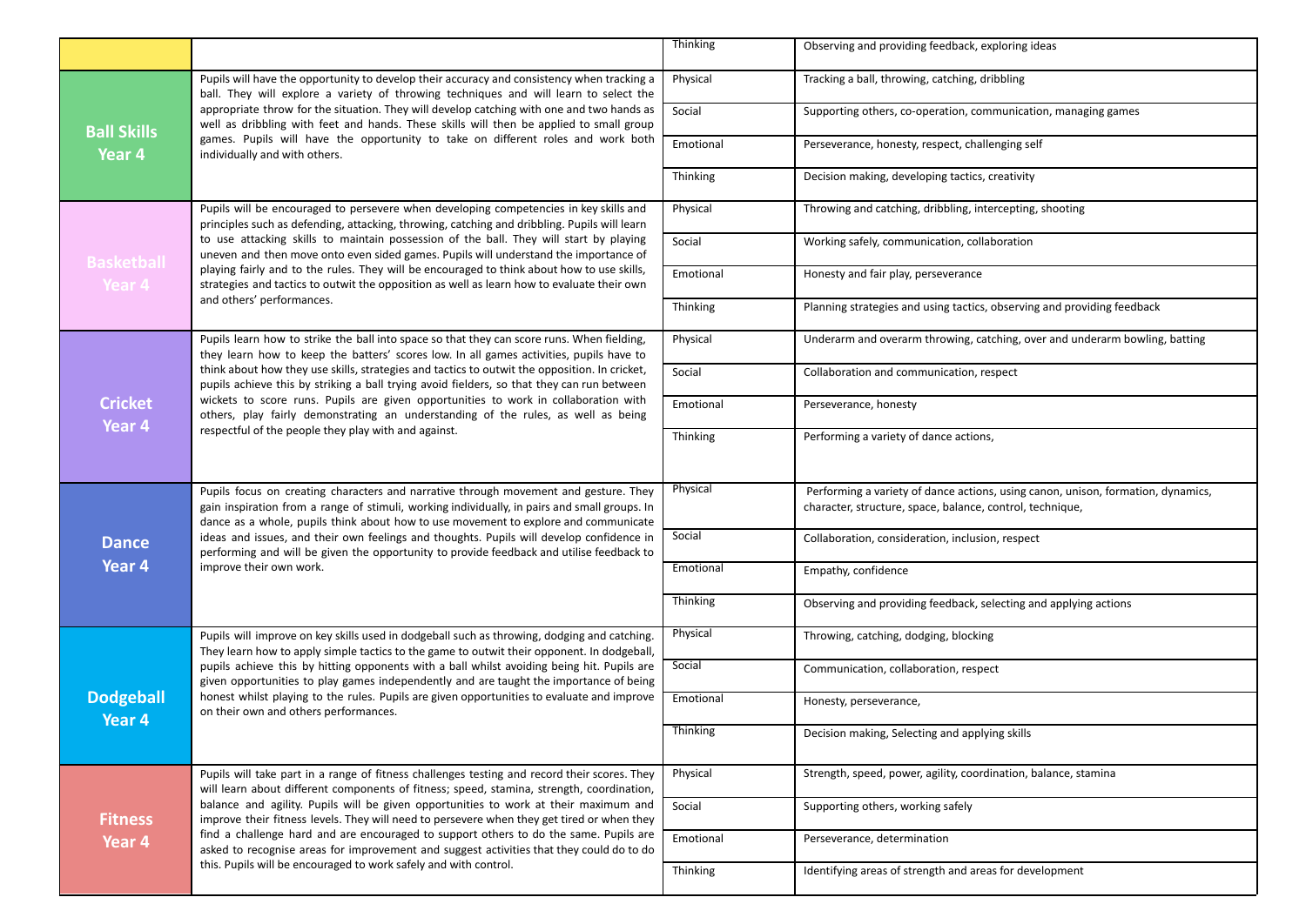| | | | |
|---|---|---|---|
| | | Thinking | Observing and providing feedback, exploring ideas |
| **Ball Skills Year 4** | Pupils will have the opportunity to develop their accuracy and consistency when tracking a ball. They will explore a variety of throwing techniques and will learn to select the appropriate throw for the situation. They will develop catching with one and two hands as well as dribbling with feet and hands. These skills will then be applied to small group games. Pupils will have the opportunity to take on different roles and work both individually and with others. | Physical | Tracking a ball, throwing, catching, dribbling |
| | | Social | Supporting others, co-operation, communication, managing games |
| | | Emotional | Perseverance, honesty, respect, challenging self |
| | | Thinking | Decision making, developing tactics, creativity |
| **Basketball Year 4** | Pupils will be encouraged to persevere when developing competencies in key skills and principles such as defending, attacking, throwing, catching and dribbling. Pupils will learn to use attacking skills to maintain possession of the ball. They will start by playing uneven and then move onto even sided games. Pupils will understand the importance of playing fairly and to the rules. They will be encouraged to think about how to use skills, strategies and tactics to outwit the opposition as well as learn how to evaluate their own and others' performances. | Physical | Throwing and catching, dribbling, intercepting, shooting |
| | | Social | Working safely, communication, collaboration |
| | | Emotional | Honesty and fair play, perseverance |
| | | Thinking | Planning strategies and using tactics, observing and providing feedback |
| **Cricket Year 4** | Pupils learn how to strike the ball into space so that they can score runs. When fielding, they learn how to keep the batters' scores low. In all games activities, pupils have to think about how they use skills, strategies and tactics to outwit the opposition. In cricket, pupils achieve this by striking a ball trying avoid fielders, so that they can run between wickets to score runs. Pupils are given opportunities to work in collaboration with others, play fairly demonstrating an understanding of the rules, as well as being respectful of the people they play with and against. | Physical | Underarm and overarm throwing, catching, over and underarm bowling, batting |
| | | Social | Collaboration and communication, respect |
| | | Emotional | Perseverance, honesty |
| | | Thinking | Performing a variety of dance actions, |
| **Dance Year 4** | Pupils focus on creating characters and narrative through movement and gesture. They gain inspiration from a range of stimuli, working individually, in pairs and small groups. In dance as a whole, pupils think about how to use movement to explore and communicate ideas and issues, and their own feelings and thoughts. Pupils will develop confidence in performing and will be given the opportunity to provide feedback and utilise feedback to improve their own work. | Physical | Performing a variety of dance actions, using canon, unison, formation, dynamics, character, structure, space, balance, control, technique, |
| | | Social | Collaboration, consideration, inclusion, respect |
| | | Emotional | Empathy, confidence |
| | | Thinking | Observing and providing feedback, selecting and applying actions |
| **Dodgeball Year 4** | Pupils will improve on key skills used in dodgeball such as throwing, dodging and catching. They learn how to apply simple tactics to the game to outwit their opponent. In dodgeball, pupils achieve this by hitting opponents with a ball whilst avoiding being hit. Pupils are given opportunities to play games independently and are taught the importance of being honest whilst playing to the rules. Pupils are given opportunities to evaluate and improve on their own and others performances. | Physical | Throwing, catching, dodging, blocking |
| | | Social | Communication, collaboration, respect |
| | | Emotional | Honesty, perseverance, |
| | | Thinking | Decision making, Selecting and applying skills |
| **Fitness Year 4** | Pupils will take part in a range of fitness challenges testing and record their scores. They will learn about different components of fitness; speed, stamina, strength, coordination, balance and agility. Pupils will be given opportunities to work at their maximum and improve their fitness levels. They will need to persevere when they get tired or when they find a challenge hard and are encouraged to support others to do the same. Pupils are asked to recognise areas for improvement and suggest activities that they could do to do this. Pupils will be encouraged to work safely and with control. | Physical | Strength, speed, power, agility, coordination, balance, stamina |
| | | Social | Supporting others, working safely |
| | | Emotional | Perseverance, determination |
| | | Thinking | Identifying areas of strength and areas for development |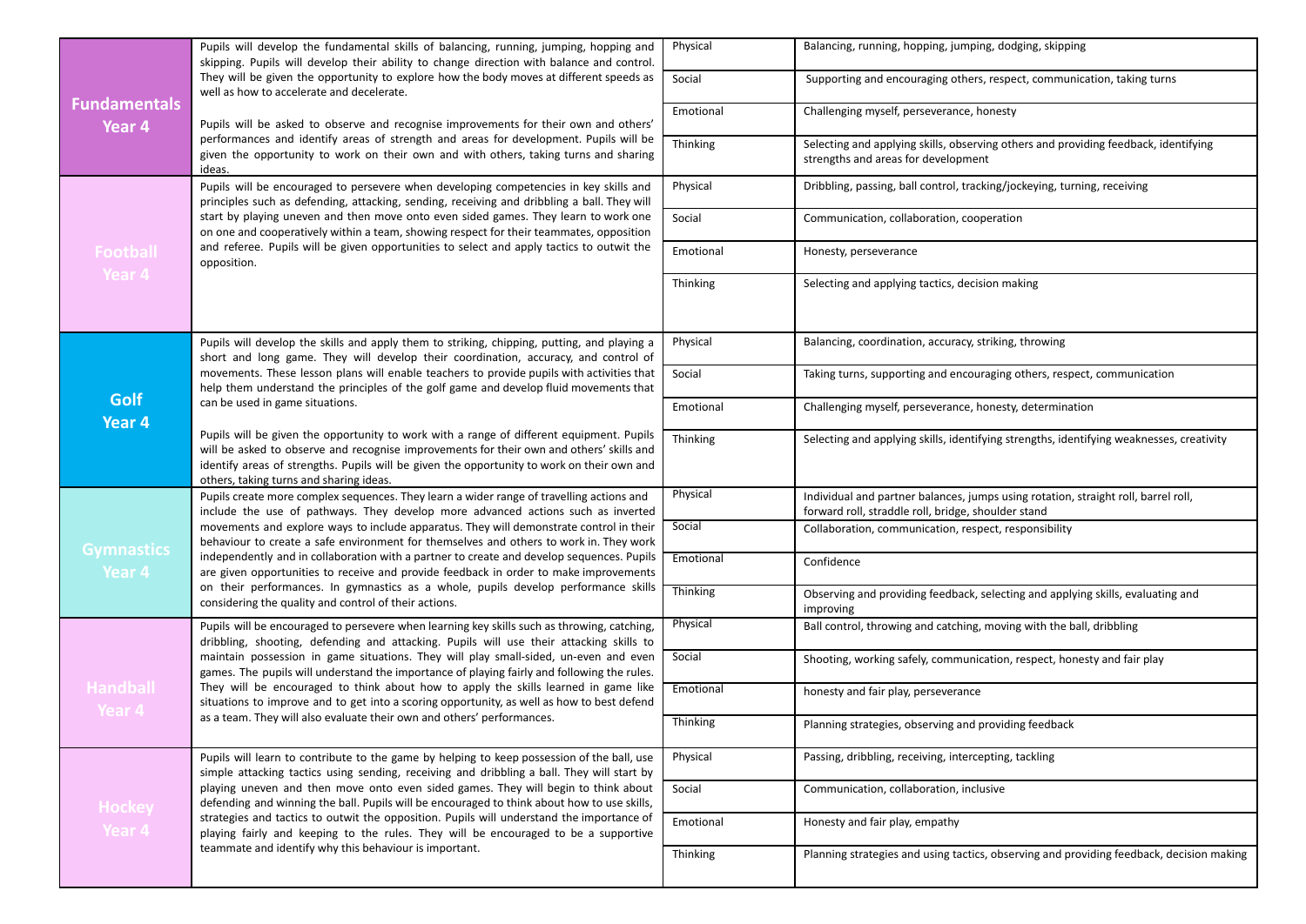| Unit | Description | Area | Skills |
|---|---|---|---|
| **Fundamentals Year 4** | Pupils will develop the fundamental skills of balancing, running, jumping, hopping and skipping. Pupils will develop their ability to change direction with balance and control. They will be given the opportunity to explore how the body moves at different speeds as well as how to accelerate and decelerate.<br><br>Pupils will be asked to observe and recognise improvements for their own and others' performances and identify areas of strength and areas for development. Pupils will be given the opportunity to work on their own and with others, taking turns and sharing ideas. | Physical | Balancing, running, hopping, jumping, dodging, skipping |
| | | Social | Supporting and encouraging others, respect, communication, taking turns |
| | | Emotional | Challenging myself, perseverance, honesty |
| | | Thinking | Selecting and applying skills, observing others and providing feedback, identifying strengths and areas for development |
| **Football Year 4** | Pupils will be encouraged to persevere when developing competencies in key skills and principles such as defending, attacking, sending, receiving and dribbling a ball. They will start by playing uneven and then move onto even sided games. They learn to work one on one and cooperatively within a team, showing respect for their teammates, opposition and referee. Pupils will be given opportunities to select and apply tactics to outwit the opposition. | Physical | Dribbling, passing, ball control, tracking/jockeying, turning, receiving |
| | | Social | Communication, collaboration, cooperation |
| | | Emotional | Honesty, perseverance |
| | | Thinking | Selecting and applying tactics, decision making |
| **Golf Year 4** | Pupils will develop the skills and apply them to striking, chipping, putting, and playing a short and long game. They will develop their coordination, accuracy, and control of movements. These lesson plans will enable teachers to provide pupils with activities that help them understand the principles of the golf game and develop fluid movements that can be used in game situations.<br><br>Pupils will be given the opportunity to work with a range of different equipment. Pupils will be asked to observe and recognise improvements for their own and others' skills and identify areas of strengths. Pupils will be given the opportunity to work on their own and others, taking turns and sharing ideas. | Physical | Balancing, coordination, accuracy, striking, throwing |
| | | Social | Taking turns, supporting and encouraging others, respect, communication |
| | | Emotional | Challenging myself, perseverance, honesty, determination |
| | | Thinking | Selecting and applying skills, identifying strengths, identifying weaknesses, creativity |
| **Gymnastics Year 4** | Pupils create more complex sequences. They learn a wider range of travelling actions and include the use of pathways. They develop more advanced actions such as inverted movements and explore ways to include apparatus. They will demonstrate control in their behaviour to create a safe environment for themselves and others to work in. They work independently and in collaboration with a partner to create and develop sequences. Pupils are given opportunities to receive and provide feedback in order to make improvements on their performances. In gymnastics as a whole, pupils develop performance skills considering the quality and control of their actions. | Physical | Individual and partner balances, jumps using rotation, straight roll, barrel roll, forward roll, straddle roll, bridge, shoulder stand |
| | | Social | Collaboration, communication, respect, responsibility |
| | | Emotional | Confidence |
| | | Thinking | Observing and providing feedback, selecting and applying skills, evaluating and improving |
| **Handball Year 4** | Pupils will be encouraged to persevere when learning key skills such as throwing, catching, dribbling, shooting, defending and attacking. Pupils will use their attacking skills to maintain possession in game situations. They will play small-sided, un-even and even games. The pupils will understand the importance of playing fairly and following the rules. They will be encouraged to think about how to apply the skills learned in game like situations to improve and to get into a scoring opportunity, as well as how to best defend as a team. They will also evaluate their own and others' performances. | Physical | Ball control, throwing and catching, moving with the ball, dribbling |
| | | Social | Shooting, working safely, communication, respect, honesty and fair play |
| | | Emotional | honesty and fair play, perseverance |
| | | Thinking | Planning strategies, observing and providing feedback |
| **Hockey Year 4** | Pupils will learn to contribute to the game by helping to keep possession of the ball, use simple attacking tactics using sending, receiving and dribbling a ball. They will start by playing uneven and then move onto even sided games. They will begin to think about defending and winning the ball. Pupils will be encouraged to think about how to use skills, strategies and tactics to outwit the opposition. Pupils will understand the importance of playing fairly and keeping to the rules. They will be encouraged to be a supportive teammate and identify why this behaviour is important. | Physical | Passing, dribbling, receiving, intercepting, tackling |
| | | Social | Communication, collaboration, inclusive |
| | | Emotional | Honesty and fair play, empathy |
| | | Thinking | Planning strategies and using tactics, observing and providing feedback, decision making |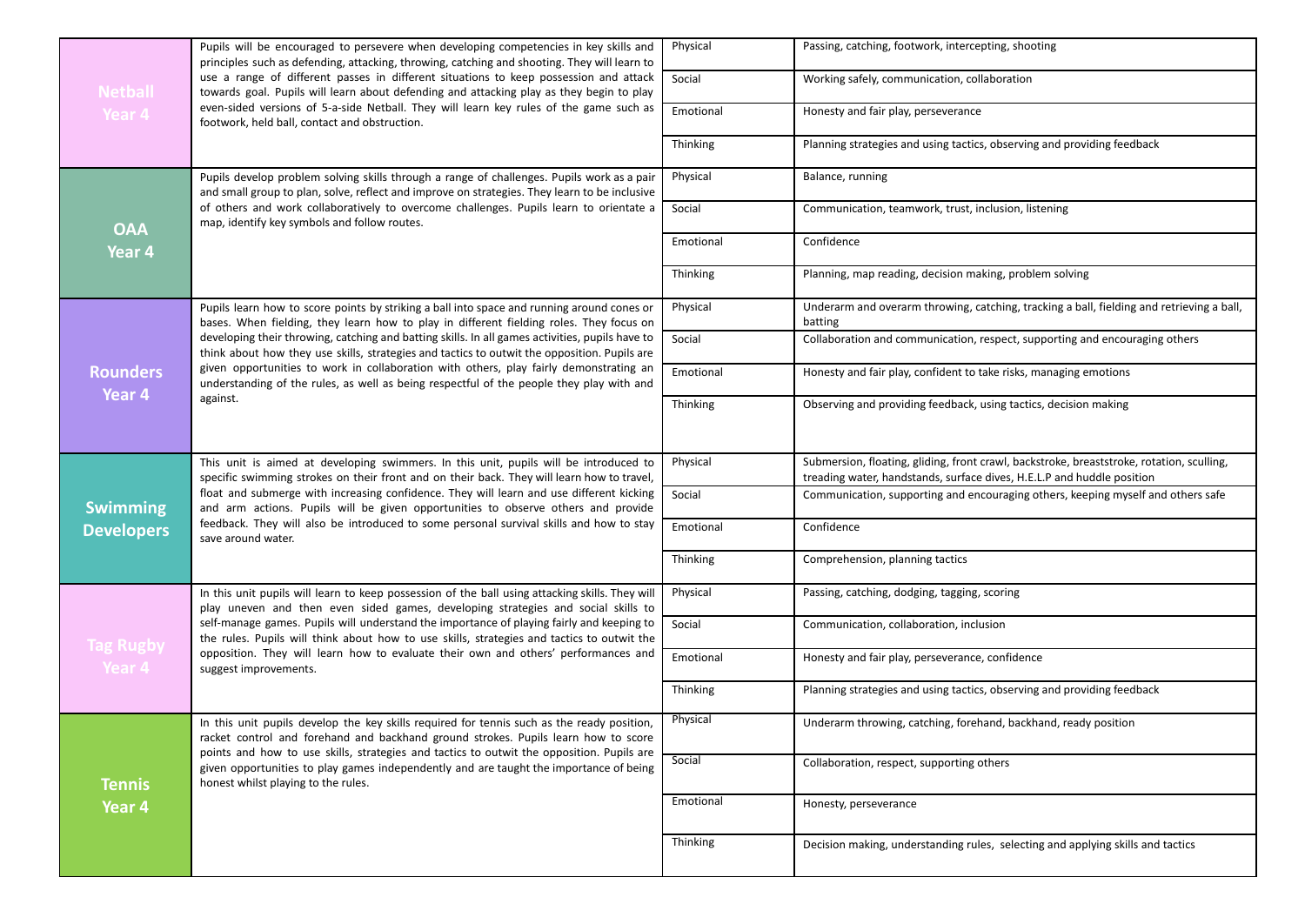| Unit | Description | Area | Focus |
|---|---|---|---|
| **Netball Year 4** | Pupils will be encouraged to persevere when developing competencies in key skills and principles such as defending, attacking, throwing, catching and shooting. They will learn to use a range of different passes in different situations to keep possession and attack towards goal. Pupils will learn about defending and attacking play as they begin to play even-sided versions of 5-a-side Netball. They will learn key rules of the game such as footwork, held ball, contact and obstruction. | Physical | Passing, catching, footwork, intercepting, shooting |
| | | Social | Working safely, communication, collaboration |
| | | Emotional | Honesty and fair play, perseverance |
| | | Thinking | Planning strategies and using tactics, observing and providing feedback |
| **OAA Year 4** | Pupils develop problem solving skills through a range of challenges. Pupils work as a pair and small group to plan, solve, reflect and improve on strategies. They learn to be inclusive of others and work collaboratively to overcome challenges. Pupils learn to orientate a map, identify key symbols and follow routes. | Physical | Balance, running |
| | | Social | Communication, teamwork, trust, inclusion, listening |
| | | Emotional | Confidence |
| | | Thinking | Planning, map reading, decision making, problem solving |
| **Rounders Year 4** | Pupils learn how to score points by striking a ball into space and running around cones or bases. When fielding, they learn how to play in different fielding roles. They focus on developing their throwing, catching and batting skills. In all games activities, pupils have to think about how they use skills, strategies and tactics to outwit the opposition. Pupils are given opportunities to work in collaboration with others, play fairly demonstrating an understanding of the rules, as well as being respectful of the people they play with and against. | Physical | Underarm and overarm throwing, catching, tracking a ball, fielding and retrieving a ball, batting |
| | | Social | Collaboration and communication, respect, supporting and encouraging others |
| | | Emotional | Honesty and fair play, confident to take risks, managing emotions |
| | | Thinking | Observing and providing feedback, using tactics, decision making |
| **Swimming Developers** | This unit is aimed at developing swimmers. In this unit, pupils will be introduced to specific swimming strokes on their front and on their back. They will learn how to travel, float and submerge with increasing confidence. They will learn and use different kicking and arm actions. Pupils will be given opportunities to observe others and provide feedback. They will also be introduced to some personal survival skills and how to stay save around water. | Physical | Submersion, floating, gliding, front crawl, backstroke, breaststroke, rotation, sculling, treading water, handstands, surface dives, H.E.L.P and huddle position |
| | | Social | Communication, supporting and encouraging others, keeping myself and others safe |
| | | Emotional | Confidence |
| | | Thinking | Comprehension, planning tactics |
| **Tag Rugby Year 4** | In this unit pupils will learn to keep possession of the ball using attacking skills. They will play uneven and then even sided games, developing strategies and social skills to self-manage games. Pupils will understand the importance of playing fairly and keeping to the rules. Pupils will think about how to use skills, strategies and tactics to outwit the opposition. They will learn how to evaluate their own and others' performances and suggest improvements. | Physical | Passing, catching, dodging, tagging, scoring |
| | | Social | Communication, collaboration, inclusion |
| | | Emotional | Honesty and fair play, perseverance, confidence |
| | | Thinking | Planning strategies and using tactics, observing and providing feedback |
| **Tennis Year 4** | In this unit pupils develop the key skills required for tennis such as the ready position, racket control and forehand and backhand ground strokes. Pupils learn how to score points and how to use skills, strategies and tactics to outwit the opposition. Pupils are given opportunities to play games independently and are taught the importance of being honest whilst playing to the rules. | Physical | Underarm throwing, catching, forehand, backhand, ready position |
| | | Social | Collaboration, respect, supporting others |
| | | Emotional | Honesty, perseverance |
| | | Thinking | Decision making, understanding rules, selecting and applying skills and tactics |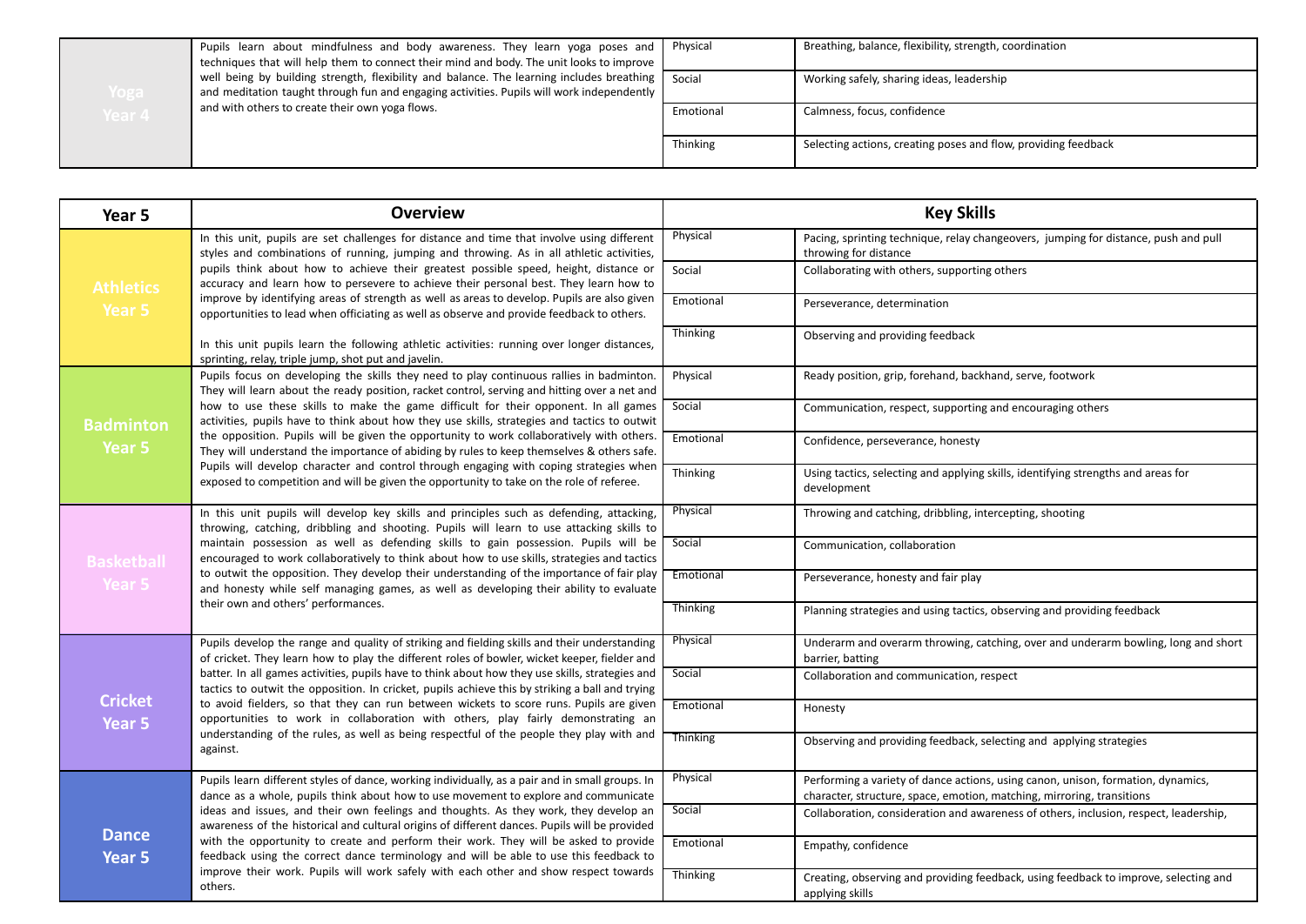| | | | |
|---|---|---|---|
| Yoga Year 4 | Pupils learn about mindfulness and body awareness. They learn yoga poses and techniques that will help them to connect their mind and body. The unit looks to improve well being by building strength, flexibility and balance. The learning includes breathing and meditation taught through fun and engaging activities. Pupils will work independently and with others to create their own yoga flows. | Physical | Breathing, balance, flexibility, strength, coordination |
| | | Social | Working safely, sharing ideas, leadership |
| | | Emotional | Calmness, focus, confidence |
| | | Thinking | Selecting actions, creating poses and flow, providing feedback |

| Year 5 | Overview | Key Skills | |
|---|---|---|---|
| Athletics Year 5 | In this unit, pupils are set challenges for distance and time that involve using different styles and combinations of running, jumping and throwing. As in all athletic activities, pupils think about how to achieve their greatest possible speed, height, distance or accuracy and learn how to persevere to achieve their personal best. They learn how to improve by identifying areas of strength as well as areas to develop. Pupils are also given opportunities to lead when officiating as well as observe and provide feedback to others.<br><br>In this unit pupils learn the following athletic activities: running over longer distances, sprinting, relay, triple jump, shot put and javelin. | Physical | Pacing, sprinting technique, relay changeovers, jumping for distance, push and pull throwing for distance |
| | | Social | Collaborating with others, supporting others |
| | | Emotional | Perseverance, determination |
| | | Thinking | Observing and providing feedback |
| Badminton Year 5 | Pupils focus on developing the skills they need to play continuous rallies in badminton. They will learn about the ready position, racket control, serving and hitting over a net and how to use these skills to make the game difficult for their opponent. In all games activities, pupils have to think about how they use skills, strategies and tactics to outwit the opposition. Pupils will be given the opportunity to work collaboratively with others. They will understand the importance of abiding by rules to keep themselves & others safe. Pupils will develop character and control through engaging with coping strategies when exposed to competition and will be given the opportunity to take on the role of referee. | Physical | Ready position, grip, forehand, backhand, serve, footwork |
| | | Social | Communication, respect, supporting and encouraging others |
| | | Emotional | Confidence, perseverance, honesty |
| | | Thinking | Using tactics, selecting and applying skills, identifying strengths and areas for development |
| Basketball Year 5 | In this unit pupils will develop key skills and principles such as defending, attacking, throwing, catching, dribbling and shooting. Pupils will learn to use attacking skills to maintain possession as well as defending skills to gain possession. Pupils will be encouraged to work collaboratively to think about how to use skills, strategies and tactics to outwit the opposition. They develop their understanding of the importance of fair play and honesty while self managing games, as well as developing their ability to evaluate their own and others' performances. | Physical | Throwing and catching, dribbling, intercepting, shooting |
| | | Social | Communication, collaboration |
| | | Emotional | Perseverance, honesty and fair play |
| | | Thinking | Planning strategies and using tactics, observing and providing feedback |
| Cricket Year 5 | Pupils develop the range and quality of striking and fielding skills and their understanding of cricket. They learn how to play the different roles of bowler, wicket keeper, fielder and batter. In all games activities, pupils have to think about how they use skills, strategies and tactics to outwit the opposition. In cricket, pupils achieve this by striking a ball and trying to avoid fielders, so that they can run between wickets to score runs. Pupils are given opportunities to work in collaboration with others, play fairly demonstrating an understanding of the rules, as well as being respectful of the people they play with and against. | Physical | Underarm and overarm throwing, catching, over and underarm bowling, long and short barrier, batting |
| | | Social | Collaboration and communication, respect |
| | | Emotional | Honesty |
| | | Thinking | Observing and providing feedback, selecting and applying strategies |
| Dance Year 5 | Pupils learn different styles of dance, working individually, as a pair and in small groups. In dance as a whole, pupils think about how to use movement to explore and communicate ideas and issues, and their own feelings and thoughts. As they work, they develop an awareness of the historical and cultural origins of different dances. Pupils will be provided with the opportunity to create and perform their work. They will be asked to provide feedback using the correct dance terminology and will be able to use this feedback to improve their work. Pupils will work safely with each other and show respect towards others. | Physical | Performing a variety of dance actions, using canon, unison, formation, dynamics, character, structure, space, emotion, matching, mirroring, transitions |
| | | Social | Collaboration, consideration and awareness of others, inclusion, respect, leadership, |
| | | Emotional | Empathy, confidence |
| | | Thinking | Creating, observing and providing feedback, using feedback to improve, selecting and applying skills |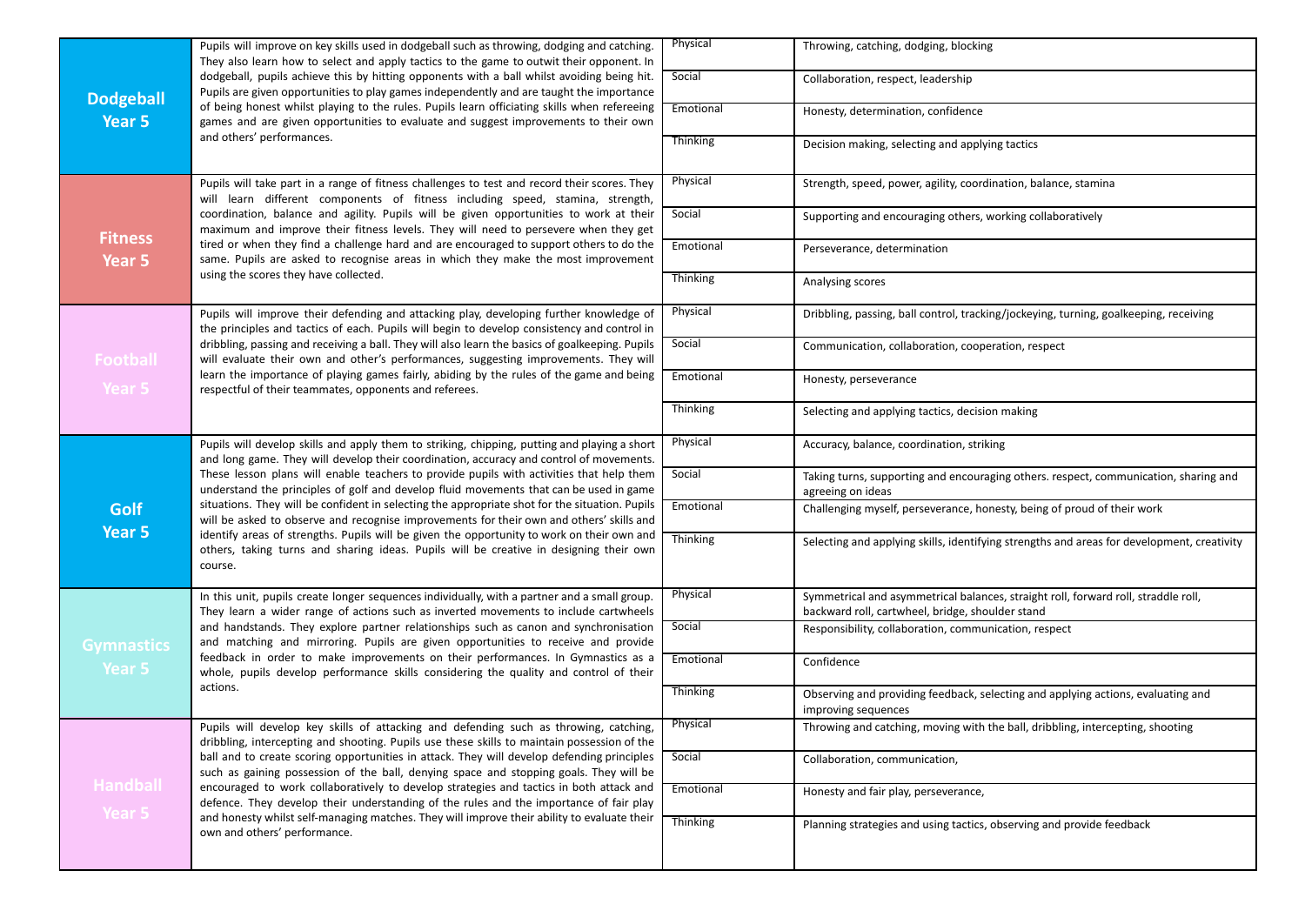| Unit | Description | Area | Skills |
|---|---|---|---|
| **Dodgeball Year 5** | Pupils will improve on key skills used in dodgeball such as throwing, dodging and catching. They also learn how to select and apply tactics to the game to outwit their opponent. In dodgeball, pupils achieve this by hitting opponents with a ball whilst avoiding being hit. Pupils are given opportunities to play games independently and are taught the importance of being honest whilst playing to the rules. Pupils learn officiating skills when refereeing games and are given opportunities to evaluate and suggest improvements to their own and others' performances. | Physical | Throwing, catching, dodging, blocking |
| | | Social | Collaboration, respect, leadership |
| | | Emotional | Honesty, determination, confidence |
| | | Thinking | Decision making, selecting and applying tactics |
| **Fitness Year 5** | Pupils will take part in a range of fitness challenges to test and record their scores. They will learn different components of fitness including speed, stamina, strength, coordination, balance and agility. Pupils will be given opportunities to work at their maximum and improve their fitness levels. They will need to persevere when they get tired or when they find a challenge hard and are encouraged to support others to do the same. Pupils are asked to recognise areas in which they make the most improvement using the scores they have collected. | Physical | Strength, speed, power, agility, coordination, balance, stamina |
| | | Social | Supporting and encouraging others, working collaboratively |
| | | Emotional | Perseverance, determination |
| | | Thinking | Analysing scores |
| **Football Year 5** | Pupils will improve their defending and attacking play, developing further knowledge of the principles and tactics of each. Pupils will begin to develop consistency and control in dribbling, passing and receiving a ball. They will also learn the basics of goalkeeping. Pupils will evaluate their own and other's performances, suggesting improvements. They will learn the importance of playing games fairly, abiding by the rules of the game and being respectful of their teammates, opponents and referees. | Physical | Dribbling, passing, ball control, tracking/jockeying, turning, goalkeeping, receiving |
| | | Social | Communication, collaboration, cooperation, respect |
| | | Emotional | Honesty, perseverance |
| | | Thinking | Selecting and applying tactics, decision making |
| **Golf Year 5** | Pupils will develop skills and apply them to striking, chipping, putting and playing a short and long game. They will develop their coordination, accuracy and control of movements. These lesson plans will enable teachers to provide pupils with activities that help them understand the principles of golf and develop fluid movements that can be used in game situations. They will be confident in selecting the appropriate shot for the situation. Pupils will be asked to observe and recognise improvements for their own and others' skills and identify areas of strengths. Pupils will be given the opportunity to work on their own and others, taking turns and sharing ideas. Pupils will be creative in designing their own course. | Physical | Accuracy, balance, coordination, striking |
| | | Social | Taking turns, supporting and encouraging others. respect, communication, sharing and agreeing on ideas |
| | | Emotional | Challenging myself, perseverance, honesty, being of proud of their work |
| | | Thinking | Selecting and applying skills, identifying strengths and areas for development, creativity |
| **Gymnastics Year 5** | In this unit, pupils create longer sequences individually, with a partner and a small group. They learn a wider range of actions such as inverted movements to include cartwheels and handstands. They explore partner relationships such as canon and synchronisation and matching and mirroring. Pupils are given opportunities to receive and provide feedback in order to make improvements on their performances. In Gymnastics as a whole, pupils develop performance skills considering the quality and control of their actions. | Physical | Symmetrical and asymmetrical balances, straight roll, forward roll, straddle roll, backward roll, cartwheel, bridge, shoulder stand |
| | | Social | Responsibility, collaboration, communication, respect |
| | | Emotional | Confidence |
| | | Thinking | Observing and providing feedback, selecting and applying actions, evaluating and improving sequences |
| **Handball Year 5** | Pupils will develop key skills of attacking and defending such as throwing, catching, dribbling, intercepting and shooting. Pupils use these skills to maintain possession of the ball and to create scoring opportunities in attack. They will develop defending principles such as gaining possession of the ball, denying space and stopping goals. They will be encouraged to work collaboratively to develop strategies and tactics in both attack and defence. They develop their understanding of the rules and the importance of fair play and honesty whilst self-managing matches. They will improve their ability to evaluate their own and others' performance. | Physical | Throwing and catching, moving with the ball, dribbling, intercepting, shooting |
| | | Social | Collaboration, communication, |
| | | Emotional | Honesty and fair play, perseverance, |
| | | Thinking | Planning strategies and using tactics, observing and provide feedback |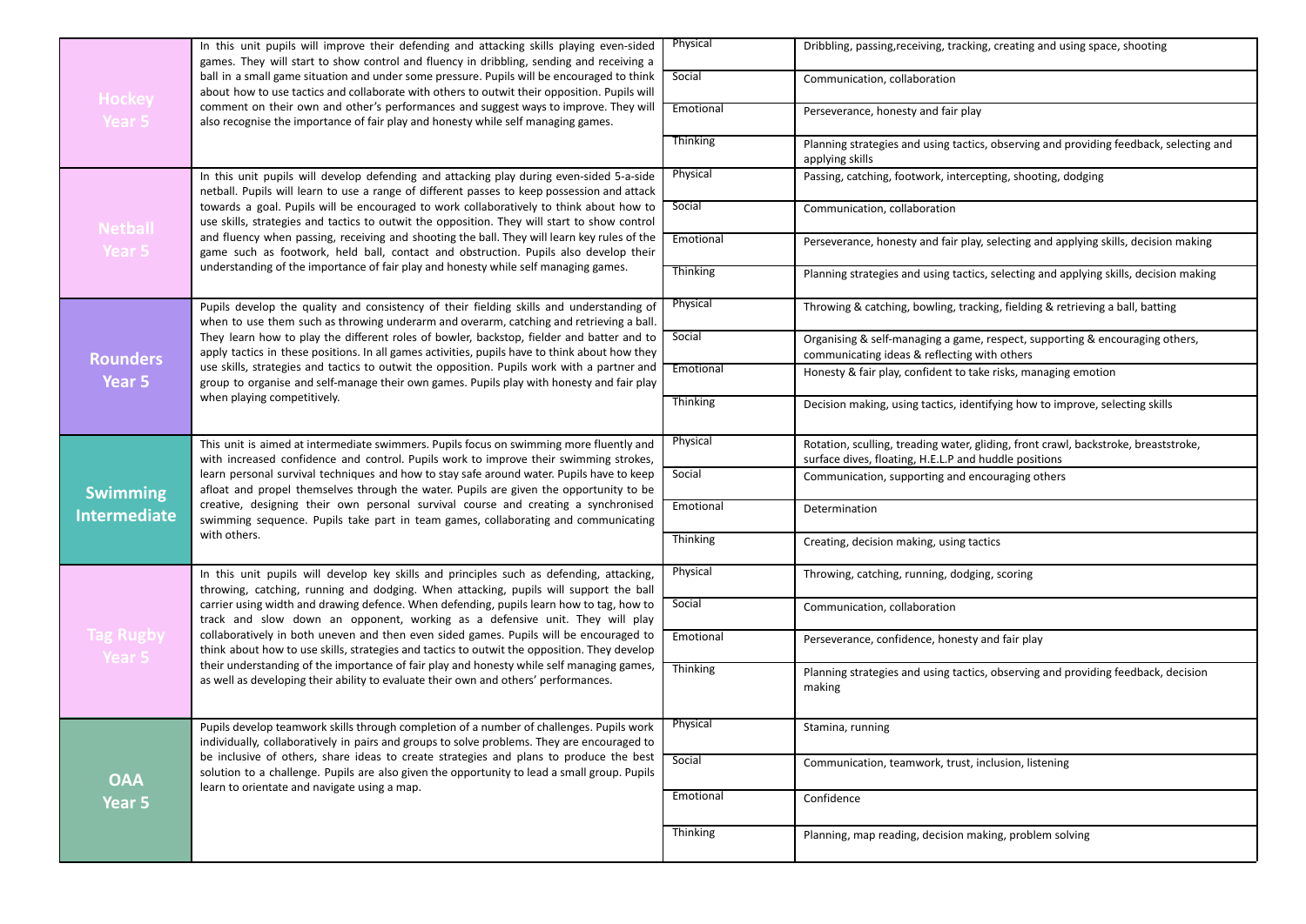| Unit | Description | Area | Skills |
|---|---|---|---|
| **Hockey Year 5** | In this unit pupils will improve their defending and attacking skills playing even-sided games. They will start to show control and fluency in dribbling, sending and receiving a ball in a small game situation and under some pressure. Pupils will be encouraged to think about how to use tactics and collaborate with others to outwit their opposition. Pupils will comment on their own and other's performances and suggest ways to improve. They will also recognise the importance of fair play and honesty while self managing games. | Physical | Dribbling, passing,receiving, tracking, creating and using space, shooting |
| | | Social | Communication, collaboration |
| | | Emotional | Perseverance, honesty and fair play |
| | | Thinking | Planning strategies and using tactics, observing and providing feedback, selecting and applying skills |
| **Netball Year 5** | In this unit pupils will develop defending and attacking play during even-sided 5-a-side netball. Pupils will learn to use a range of different passes to keep possession and attack towards a goal. Pupils will be encouraged to work collaboratively to think about how to use skills, strategies and tactics to outwit the opposition. They will start to show control and fluency when passing, receiving and shooting the ball. They will learn key rules of the game such as footwork, held ball, contact and obstruction. Pupils also develop their understanding of the importance of fair play and honesty while self managing games. | Physical | Passing, catching, footwork, intercepting, shooting, dodging |
| | | Social | Communication, collaboration |
| | | Emotional | Perseverance, honesty and fair play, selecting and applying skills, decision making |
| | | Thinking | Planning strategies and using tactics, selecting and applying skills, decision making |
| **Rounders Year 5** | Pupils develop the quality and consistency of their fielding skills and understanding of when to use them such as throwing underarm and overarm, catching and retrieving a ball. They learn how to play the different roles of bowler, backstop, fielder and batter and to apply tactics in these positions. In all games activities, pupils have to think about how they use skills, strategies and tactics to outwit the opposition. Pupils work with a partner and group to organise and self-manage their own games. Pupils play with honesty and fair play when playing competitively. | Physical | Throwing & catching, bowling, tracking, fielding & retrieving a ball, batting |
| | | Social | Organising & self-managing a game, respect, supporting & encouraging others, communicating ideas & reflecting with others |
| | | Emotional | Honesty & fair play, confident to take risks, managing emotion |
| | | Thinking | Decision making, using tactics, identifying how to improve, selecting skills |
| **Swimming Intermediate** | This unit is aimed at intermediate swimmers. Pupils focus on swimming more fluently and with increased confidence and control. Pupils work to improve their swimming strokes, learn personal survival techniques and how to stay safe around water. Pupils have to keep afloat and propel themselves through the water. Pupils are given the opportunity to be creative, designing their own personal survival course and creating a synchronised swimming sequence. Pupils take part in team games, collaborating and communicating with others. | Physical | Rotation, sculling, treading water, gliding, front crawl, backstroke, breaststroke, surface dives, floating, H.E.L.P and huddle positions |
| | | Social | Communication, supporting and encouraging others |
| | | Emotional | Determination |
| | | Thinking | Creating, decision making, using tactics |
| **Tag Rugby Year 5** | In this unit pupils will develop key skills and principles such as defending, attacking, throwing, catching, running and dodging. When attacking, pupils will support the ball carrier using width and drawing defence. When defending, pupils learn how to tag, how to track and slow down an opponent, working as a defensive unit. They will play collaboratively in both uneven and then even sided games. Pupils will be encouraged to think about how to use skills, strategies and tactics to outwit the opposition. They develop their understanding of the importance of fair play and honesty while self managing games, as well as developing their ability to evaluate their own and others' performances. | Physical | Throwing, catching, running, dodging, scoring |
| | | Social | Communication, collaboration |
| | | Emotional | Perseverance, confidence, honesty and fair play |
| | | Thinking | Planning strategies and using tactics, observing and providing feedback, decision making |
| **OAA Year 5** | Pupils develop teamwork skills through completion of a number of challenges. Pupils work individually, collaboratively in pairs and groups to solve problems. They are encouraged to be inclusive of others, share ideas to create strategies and plans to produce the best solution to a challenge. Pupils are also given the opportunity to lead a small group. Pupils learn to orientate and navigate using a map. | Physical | Stamina, running |
| | | Social | Communication, teamwork, trust, inclusion, listening |
| | | Emotional | Confidence |
| | | Thinking | Planning, map reading, decision making, problem solving |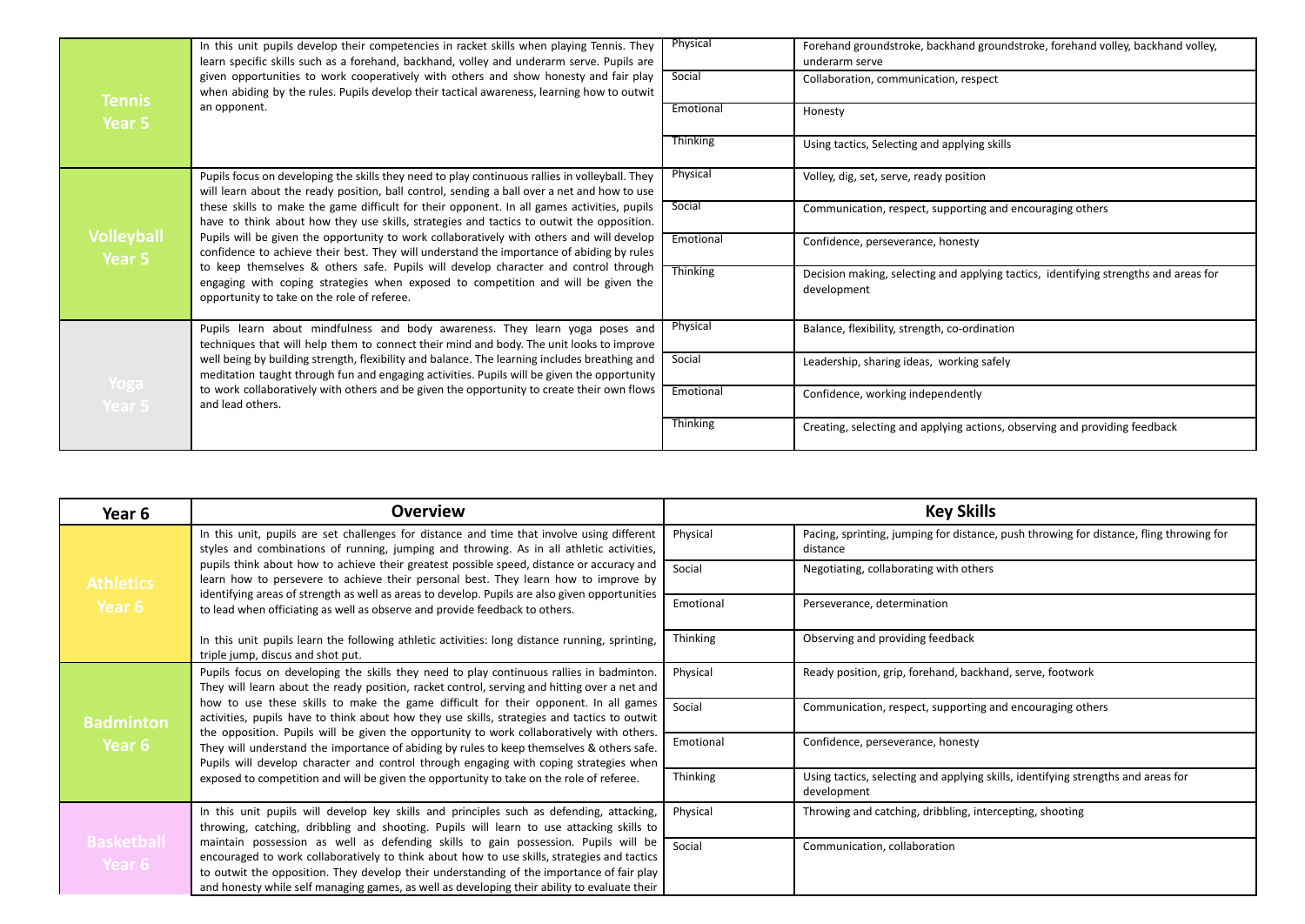| | | | |
|---|---|---|---|
| **Tennis Year 5** | In this unit pupils develop their competencies in racket skills when playing Tennis. They learn specific skills such as a forehand, backhand, volley and underarm serve. Pupils are given opportunities to work cooperatively with others and show honesty and fair play when abiding by the rules. Pupils develop their tactical awareness, learning how to outwit an opponent. | Physical | Forehand groundstroke, backhand groundstroke, forehand volley, backhand volley, underarm serve |
| | | Social | Collaboration, communication, respect |
| | | Emotional | Honesty |
| | | Thinking | Using tactics, Selecting and applying skills |
| **Volleyball Year 5** | Pupils focus on developing the skills they need to play continuous rallies in volleyball. They will learn about the ready position, ball control, sending a ball over a net and how to use these skills to make the game difficult for their opponent. In all games activities, pupils have to think about how they use skills, strategies and tactics to outwit the opposition. Pupils will be given the opportunity to work collaboratively with others and will develop confidence to achieve their best. They will understand the importance of abiding by rules to keep themselves & others safe. Pupils will develop character and control through engaging with coping strategies when exposed to competition and will be given the opportunity to take on the role of referee. | Physical | Volley, dig, set, serve, ready position |
| | | Social | Communication, respect, supporting and encouraging others |
| | | Emotional | Confidence, perseverance, honesty |
| | | Thinking | Decision making, selecting and applying tactics, identifying strengths and areas for development |
| **Yoga Year 5** | Pupils learn about mindfulness and body awareness. They learn yoga poses and techniques that will help them to connect their mind and body. The unit looks to improve well being by building strength, flexibility and balance. The learning includes breathing and meditation taught through fun and engaging activities. Pupils will be given the opportunity to work collaboratively with others and be given the opportunity to create their own flows and lead others. | Physical | Balance, flexibility, strength, co-ordination |
| | | Social | Leadership, sharing ideas, working safely |
| | | Emotional | Confidence, working independently |
| | | Thinking | Creating, selecting and applying actions, observing and providing feedback |

| Year 6 | Overview | Key Skills | |
|---|---|---|---|
| **Athletics Year 6** | In this unit, pupils are set challenges for distance and time that involve using different styles and combinations of running, jumping and throwing. As in all athletic activities, pupils think about how to achieve their greatest possible speed, distance or accuracy and learn how to persevere to achieve their personal best. They learn how to improve by identifying areas of strength as well as areas to develop. Pupils are also given opportunities to lead when officiating as well as observe and provide feedback to others.<br><br>In this unit pupils learn the following athletic activities: long distance running, sprinting, triple jump, discus and shot put. | Physical | Pacing, sprinting, jumping for distance, push throwing for distance, fling throwing for distance |
| | | Social | Negotiating, collaborating with others |
| | | Emotional | Perseverance, determination |
| | | Thinking | Observing and providing feedback |
| **Badminton Year 6** | Pupils focus on developing the skills they need to play continuous rallies in badminton. They will learn about the ready position, racket control, serving and hitting over a net and how to use these skills to make the game difficult for their opponent. In all games activities, pupils have to think about how they use skills, strategies and tactics to outwit the opposition. Pupils will be given the opportunity to work collaboratively with others. They will understand the importance of abiding by rules to keep themselves & others safe. Pupils will develop character and control through engaging with coping strategies when exposed to competition and will be given the opportunity to take on the role of referee. | Physical | Ready position, grip, forehand, backhand, serve, footwork |
| | | Social | Communication, respect, supporting and encouraging others |
| | | Emotional | Confidence, perseverance, honesty |
| | | Thinking | Using tactics, selecting and applying skills, identifying strengths and areas for development |
| **Basketball Year 6** | In this unit pupils will develop key skills and principles such as defending, attacking, throwing, catching, dribbling and shooting. Pupils will learn to use attacking skills to maintain possession as well as defending skills to gain possession. Pupils will be encouraged to work collaboratively to think about how to use skills, strategies and tactics to outwit the opposition. They develop their understanding of the importance of fair play and honesty while self managing games, as well as developing their ability to evaluate their | Physical | Throwing and catching, dribbling, intercepting, shooting |
| | | Social | Communication, collaboration |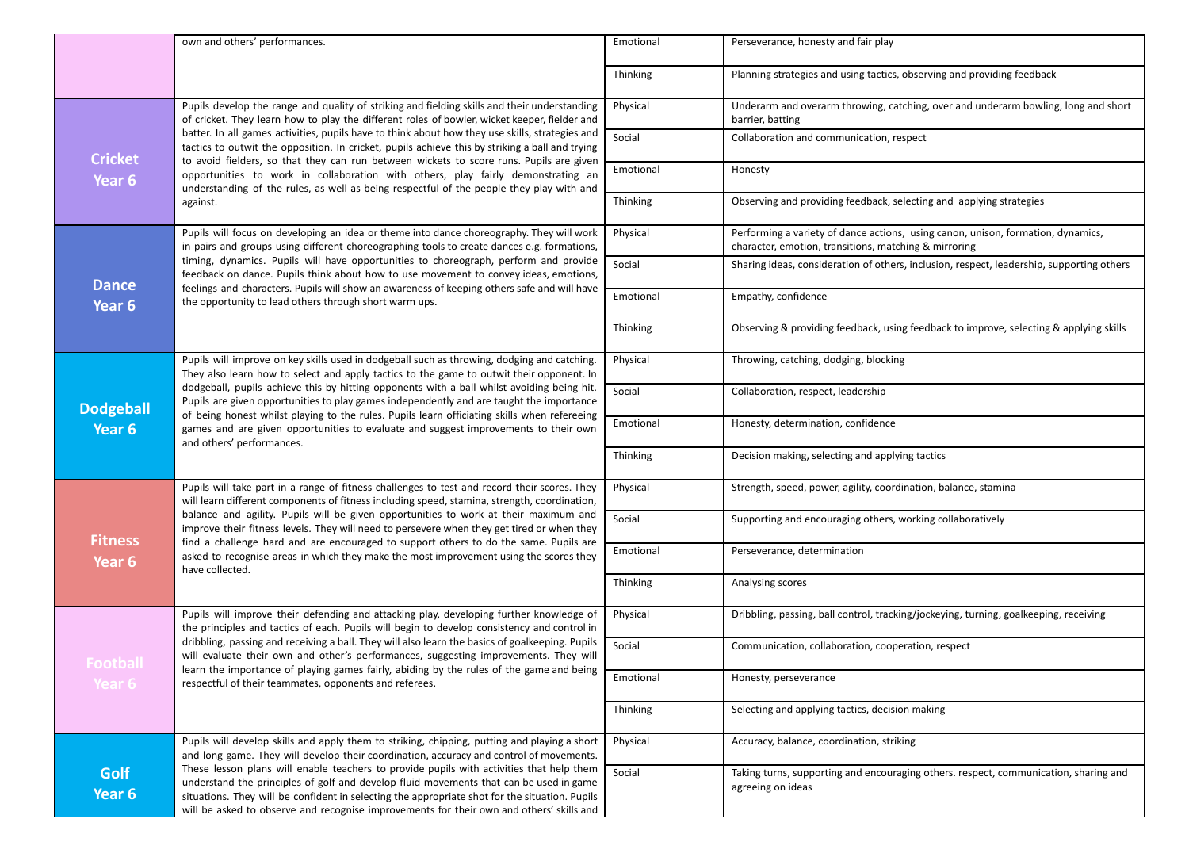| | | | |
|---|---|---|---|
| | own and others' performances. | Emotional | Perseverance, honesty and fair play |
| | | Thinking | Planning strategies and using tactics, observing and providing feedback |
| **Cricket Year 6** | Pupils develop the range and quality of striking and fielding skills and their understanding of cricket. They learn how to play the different roles of bowler, wicket keeper, fielder and batter. In all games activities, pupils have to think about how they use skills, strategies and tactics to outwit the opposition. In cricket, pupils achieve this by striking a ball and trying to avoid fielders, so that they can run between wickets to score runs. Pupils are given opportunities to work in collaboration with others, play fairly demonstrating an understanding of the rules, as well as being respectful of the people they play with and against. | Physical | Underarm and overarm throwing, catching, over and underarm bowling, long and short barrier, batting |
| | | Social | Collaboration and communication, respect |
| | | Emotional | Honesty |
| | | Thinking | Observing and providing feedback, selecting and applying strategies |
| **Dance Year 6** | Pupils will focus on developing an idea or theme into dance choreography. They will work in pairs and groups using different choreographing tools to create dances e.g. formations, timing, dynamics. Pupils will have opportunities to choreograph, perform and provide feedback on dance. Pupils think about how to use movement to convey ideas, emotions, feelings and characters. Pupils will show an awareness of keeping others safe and will have the opportunity to lead others through short warm ups. | Physical | Performing a variety of dance actions, using canon, unison, formation, dynamics, character, emotion, transitions, matching & mirroring |
| | | Social | Sharing ideas, consideration of others, inclusion, respect, leadership, supporting others |
| | | Emotional | Empathy, confidence |
| | | Thinking | Observing & providing feedback, using feedback to improve, selecting & applying skills |
| **Dodgeball Year 6** | Pupils will improve on key skills used in dodgeball such as throwing, dodging and catching. They also learn how to select and apply tactics to the game to outwit their opponent. In dodgeball, pupils achieve this by hitting opponents with a ball whilst avoiding being hit. Pupils are given opportunities to play games independently and are taught the importance of being honest whilst playing to the rules. Pupils learn officiating skills when refereeing games and are given opportunities to evaluate and suggest improvements to their own and others' performances. | Physical | Throwing, catching, dodging, blocking |
| | | Social | Collaboration, respect, leadership |
| | | Emotional | Honesty, determination, confidence |
| | | Thinking | Decision making, selecting and applying tactics |
| **Fitness Year 6** | Pupils will take part in a range of fitness challenges to test and record their scores. They will learn different components of fitness including speed, stamina, strength, coordination, balance and agility. Pupils will be given opportunities to work at their maximum and improve their fitness levels. They will need to persevere when they get tired or when they find a challenge hard and are encouraged to support others to do the same. Pupils are asked to recognise areas in which they make the most improvement using the scores they have collected. | Physical | Strength, speed, power, agility, coordination, balance, stamina |
| | | Social | Supporting and encouraging others, working collaboratively |
| | | Emotional | Perseverance, determination |
| | | Thinking | Analysing scores |
| **Football Year 6** | Pupils will improve their defending and attacking play, developing further knowledge of the principles and tactics of each. Pupils will begin to develop consistency and control in dribbling, passing and receiving a ball. They will also learn the basics of goalkeeping. Pupils will evaluate their own and other's performances, suggesting improvements. They will learn the importance of playing games fairly, abiding by the rules of the game and being respectful of their teammates, opponents and referees. | Physical | Dribbling, passing, ball control, tracking/jockeying, turning, goalkeeping, receiving |
| | | Social | Communication, collaboration, cooperation, respect |
| | | Emotional | Honesty, perseverance |
| | | Thinking | Selecting and applying tactics, decision making |
| **Golf Year 6** | Pupils will develop skills and apply them to striking, chipping, putting and playing a short and long game. They will develop their coordination, accuracy and control of movements. These lesson plans will enable teachers to provide pupils with activities that help them understand the principles of golf and develop fluid movements that can be used in game situations. They will be confident in selecting the appropriate shot for the situation. Pupils will be asked to observe and recognise improvements for their own and others' skills and | Physical | Accuracy, balance, coordination, striking |
| | | Social | Taking turns, supporting and encouraging others. respect, communication, sharing and agreeing on ideas |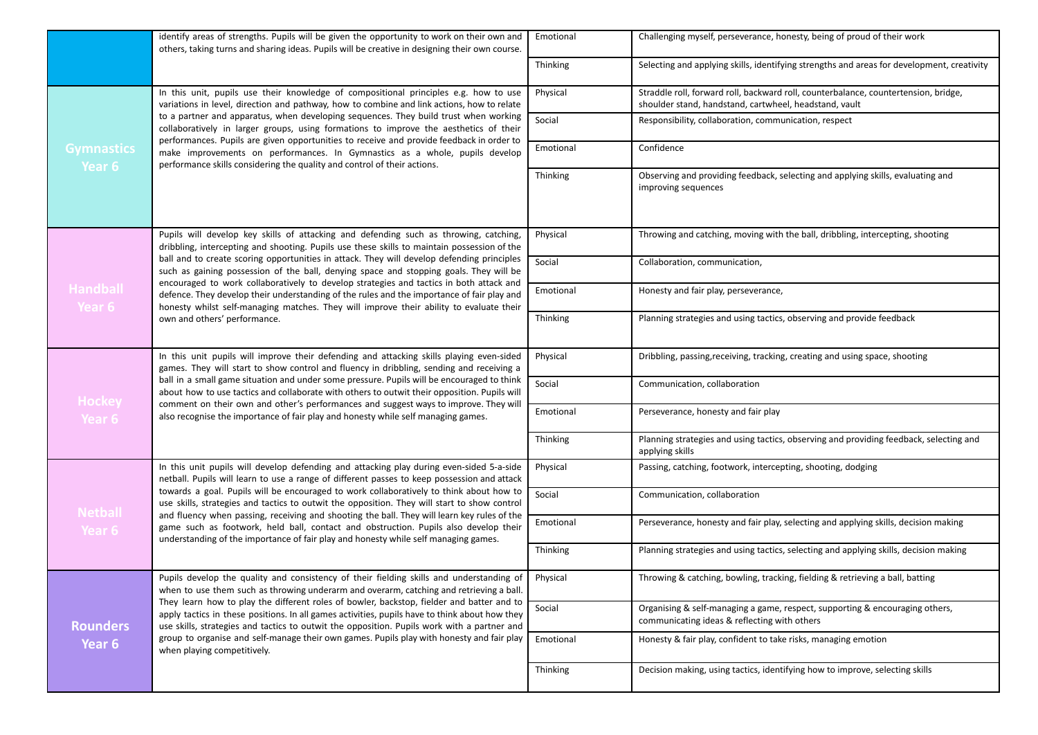| | | | |
|---|---|---|---|
| | identify areas of strengths. Pupils will be given the opportunity to work on their own and others, taking turns and sharing ideas. Pupils will be creative in designing their own course. | Emotional | Challenging myself, perseverance, honesty, being of proud of their work |
| | | Thinking | Selecting and applying skills, identifying strengths and areas for development, creativity |
| **Gymnastics Year 6** | In this unit, pupils use their knowledge of compositional principles e.g. how to use variations in level, direction and pathway, how to combine and link actions, how to relate to a partner and apparatus, when developing sequences. They build trust when working collaboratively in larger groups, using formations to improve the aesthetics of their performances. Pupils are given opportunities to receive and provide feedback in order to make improvements on performances. In Gymnastics as a whole, pupils develop performance skills considering the quality and control of their actions. | Physical | Straddle roll, forward roll, backward roll, counterbalance, countertension, bridge, shoulder stand, handstand, cartwheel, headstand, vault |
| | | Social | Responsibility, collaboration, communication, respect |
| | | Emotional | Confidence |
| | | Thinking | Observing and providing feedback, selecting and applying skills, evaluating and improving sequences |
| **Handball Year 6** | Pupils will develop key skills of attacking and defending such as throwing, catching, dribbling, intercepting and shooting. Pupils use these skills to maintain possession of the ball and to create scoring opportunities in attack. They will develop defending principles such as gaining possession of the ball, denying space and stopping goals. They will be encouraged to work collaboratively to develop strategies and tactics in both attack and defence. They develop their understanding of the rules and the importance of fair play and honesty whilst self-managing matches. They will improve their ability to evaluate their own and others' performance. | Physical | Throwing and catching, moving with the ball, dribbling, intercepting, shooting |
| | | Social | Collaboration, communication, |
| | | Emotional | Honesty and fair play, perseverance, |
| | | Thinking | Planning strategies and using tactics, observing and provide feedback |
| **Hockey Year 6** | In this unit pupils will improve their defending and attacking skills playing even-sided games. They will start to show control and fluency in dribbling, sending and receiving a ball in a small game situation and under some pressure. Pupils will be encouraged to think about how to use tactics and collaborate with others to outwit their opposition. Pupils will comment on their own and other's performances and suggest ways to improve. They will also recognise the importance of fair play and honesty while self managing games. | Physical | Dribbling, passing,receiving, tracking, creating and using space, shooting |
| | | Social | Communication, collaboration |
| | | Emotional | Perseverance, honesty and fair play |
| | | Thinking | Planning strategies and using tactics, observing and providing feedback, selecting and applying skills |
| **Netball Year 6** | In this unit pupils will develop defending and attacking play during even-sided 5-a-side netball. Pupils will learn to use a range of different passes to keep possession and attack towards a goal. Pupils will be encouraged to work collaboratively to think about how to use skills, strategies and tactics to outwit the opposition. They will start to show control and fluency when passing, receiving and shooting the ball. They will learn key rules of the game such as footwork, held ball, contact and obstruction. Pupils also develop their understanding of the importance of fair play and honesty while self managing games. | Physical | Passing, catching, footwork, intercepting, shooting, dodging |
| | | Social | Communication, collaboration |
| | | Emotional | Perseverance, honesty and fair play, selecting and applying skills, decision making |
| | | Thinking | Planning strategies and using tactics, selecting and applying skills, decision making |
| **Rounders Year 6** | Pupils develop the quality and consistency of their fielding skills and understanding of when to use them such as throwing underarm and overarm, catching and retrieving a ball. They learn how to play the different roles of bowler, backstop, fielder and batter and to apply tactics in these positions. In all games activities, pupils have to think about how they use skills, strategies and tactics to outwit the opposition. Pupils work with a partner and group to organise and self-manage their own games. Pupils play with honesty and fair play when playing competitively. | Physical | Throwing & catching, bowling, tracking, fielding & retrieving a ball, batting |
| | | Social | Organising & self-managing a game, respect, supporting & encouraging others, communicating ideas & reflecting with others |
| | | Emotional | Honesty & fair play, confident to take risks, managing emotion |
| | | Thinking | Decision making, using tactics, identifying how to improve, selecting skills |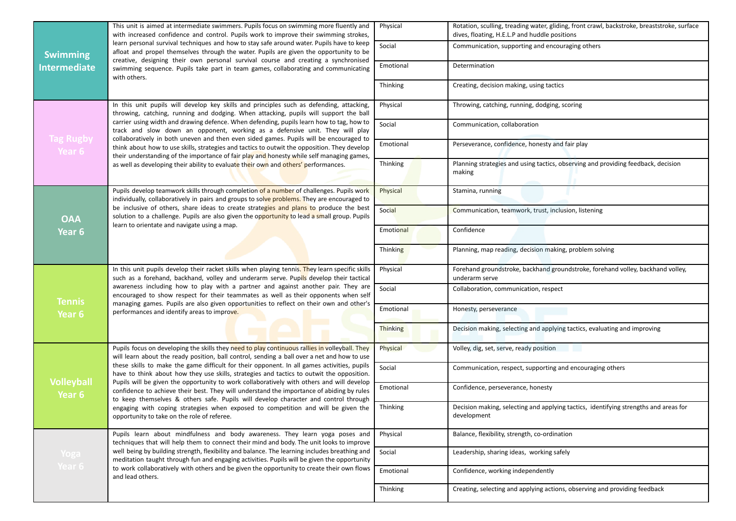| | | | |
|---|---|---|---|
| **Swimming Intermediate** | This unit is aimed at intermediate swimmers. Pupils focus on swimming more fluently and with increased confidence and control. Pupils work to improve their swimming strokes, learn personal survival techniques and how to stay safe around water. Pupils have to keep afloat and propel themselves through the water. Pupils are given the opportunity to be creative, designing their own personal survival course and creating a synchronised swimming sequence. Pupils take part in team games, collaborating and communicating with others. | Physical | Rotation, sculling, treading water, gliding, front crawl, backstroke, breaststroke, surface dives, floating, H.E.L.P and huddle positions |
| | | Social | Communication, supporting and encouraging others |
| | | Emotional | Determination |
| | | Thinking | Creating, decision making, using tactics |
| **Tag Rugby Year 6** | In this unit pupils will develop key skills and principles such as defending, attacking, throwing, catching, running and dodging. When attacking, pupils will support the ball carrier using width and drawing defence. When defending, pupils learn how to tag, how to track and slow down an opponent, working as a defensive unit. They will play collaboratively in both uneven and then even sided games. Pupils will be encouraged to think about how to use skills, strategies and tactics to outwit the opposition. They develop their understanding of the importance of fair play and honesty while self managing games, as well as developing their ability to evaluate their own and others' performances. | Physical | Throwing, catching, running, dodging, scoring |
| | | Social | Communication, collaboration |
| | | Emotional | Perseverance, confidence, honesty and fair play |
| | | Thinking | Planning strategies and using tactics, observing and providing feedback, decision making |
| **OAA Year 6** | Pupils develop teamwork skills through completion of a number of challenges. Pupils work individually, collaboratively in pairs and groups to solve problems. They are encouraged to be inclusive of others, share ideas to create strategies and plans to produce the best solution to a challenge. Pupils are also given the opportunity to lead a small group. Pupils learn to orientate and navigate using a map. | Physical | Stamina, running |
| | | Social | Communication, teamwork, trust, inclusion, listening |
| | | Emotional | Confidence |
| | | Thinking | Planning, map reading, decision making, problem solving |
| **Tennis Year 6** | In this unit pupils develop their racket skills when playing tennis. They learn specific skills such as a forehand, backhand, volley and underarm serve. Pupils develop their tactical awareness including how to play with a partner and against another pair. They are encouraged to show respect for their teammates as well as their opponents when self managing games. Pupils are also given opportunities to reflect on their own and other's performances and identify areas to improve. | Physical | Forehand groundstroke, backhand groundstroke, forehand volley, backhand volley, underarm serve |
| | | Social | Collaboration, communication, respect |
| | | Emotional | Honesty, perseverance |
| | | Thinking | Decision making, selecting and applying tactics, evaluating and improving |
| **Volleyball Year 6** | Pupils focus on developing the skills they need to play continuous rallies in volleyball. They will learn about the ready position, ball control, sending a ball over a net and how to use these skills to make the game difficult for their opponent. In all games activities, pupils have to think about how they use skills, strategies and tactics to outwit the opposition. Pupils will be given the opportunity to work collaboratively with others and will develop confidence to achieve their best. They will understand the importance of abiding by rules to keep themselves & others safe. Pupils will develop character and control through engaging with coping strategies when exposed to competition and will be given the opportunity to take on the role of referee. | Physical | Volley, dig, set, serve, ready position |
| | | Social | Communication, respect, supporting and encouraging others |
| | | Emotional | Confidence, perseverance, honesty |
| | | Thinking | Decision making, selecting and applying tactics, identifying strengths and areas for development |
| **Yoga Year 6** | Pupils learn about mindfulness and body awareness. They learn yoga poses and techniques that will help them to connect their mind and body. The unit looks to improve well being by building strength, flexibility and balance. The learning includes breathing and meditation taught through fun and engaging activities. Pupils will be given the opportunity to work collaboratively with others and be given the opportunity to create their own flows and lead others. | Physical | Balance, flexibility, strength, co-ordination |
| | | Social | Leadership, sharing ideas, working safely |
| | | Emotional | Confidence, working independently |
| | | Thinking | Creating, selecting and applying actions, observing and providing feedback |